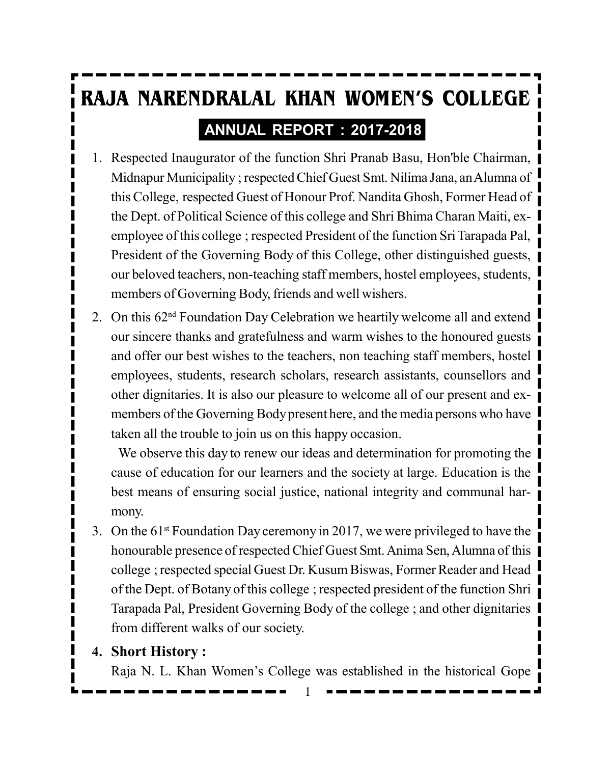# RAJA NARENDRALAL KHAN WOMEN'S COLLEGE

## ANNUAL REPORT : 2017-2018

1. Respected Inaugurator of the function Shri Pranab Basu, Hon'ble Chairman, Midnapur Municipality ; respected Chief Guest Smt. Nilima Jana, an Alumna of this College, respected Guest of Honour Prof. Nandita Ghosh, Former Head of the Dept. of Political Science of this college and Shri Bhima Charan Maiti, ex-employee of this college ; respected President of the function Sri Tarapada Pal, President of the Governing Body of this College, other distinguished guests, our beloved teachers, non-teaching staff members, hostel employees, students, members of Governing Body, friends and well wishers.

2. On this 62nd Foundation Day Celebration we heartily welcome all and extend our sincere thanks and gratefulness and warm wishes to the honoured guests and offer our best wishes to the teachers, non teaching staff members, hostel employees, students, research scholars, research assistants, counsellors and other dignitaries. It is also our pleasure to welcome all of our present and ex-members of the Governing Body present here, and the media persons who have taken all the trouble to join us on this happy occasion.

   We observe this day to renew our ideas and determination for promoting the cause of education for our learners and the society at large. Education is the best means of ensuring social justice, national integrity and communal harmony.

3. On the 61st Foundation Day ceremony in 2017, we were privileged to have the honourable presence of respected Chief Guest Smt. Anima Sen, Alumna of this college ; respected special Guest Dr. Kusum Biswas, Former Reader and Head of the Dept. of Botany of this college ; respected president of the function Shri Tarapada Pal, President Governing Body of the college ; and other dignitaries from different walks of our society.

4. **Short History :**

   Raja N. L. Khan Women's College was established in the historical Gope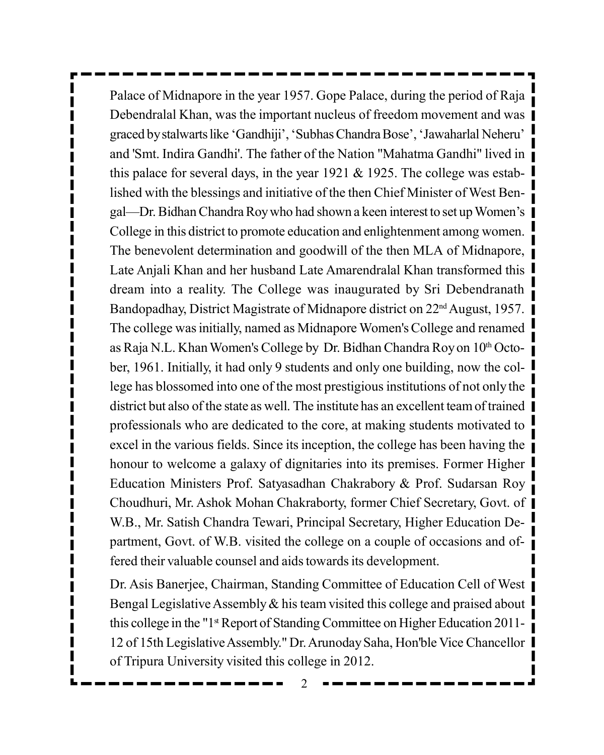Palace of Midnapore in the year 1957. Gope Palace, during the period of Raja Debendralal Khan, was the important nucleus of freedom movement and was graced by stalwarts like 'Gandhiji', 'Subhas Chandra Bose', 'Jawaharlal Neheru' and 'Smt. Indira Gandhi'. The father of the Nation "Mahatma Gandhi" lived in this palace for several days, in the year 1921 & 1925. The college was established with the blessings and initiative of the then Chief Minister of West Bengal—Dr. Bidhan Chandra Roy who had shown a keen interest to set up Women's College in this district to promote education and enlightenment among women. The benevolent determination and goodwill of the then MLA of Midnapore, Late Anjali Khan and her husband Late Amarendralal Khan transformed this dream into a reality. The College was inaugurated by Sri Debendranath Bandopadhay, District Magistrate of Midnapore district on 22nd August, 1957. The college was initially, named as Midnapore Women's College and renamed as Raja N.L. Khan Women's College by Dr. Bidhan Chandra Roy on 10th October, 1961. Initially, it had only 9 students and only one building, now the college has blossomed into one of the most prestigious institutions of not only the district but also of the state as well. The institute has an excellent team of trained professionals who are dedicated to the core, at making students motivated to excel in the various fields. Since its inception, the college has been having the honour to welcome a galaxy of dignitaries into its premises. Former Higher Education Ministers Prof. Satyasadhan Chakrabory & Prof. Sudarsan Roy Choudhuri, Mr. Ashok Mohan Chakraborty, former Chief Secretary, Govt. of W.B., Mr. Satish Chandra Tewari, Principal Secretary, Higher Education Department, Govt. of W.B. visited the college on a couple of occasions and offered their valuable counsel and aids towards its development.

Dr. Asis Banerjee, Chairman, Standing Committee of Education Cell of West Bengal Legislative Assembly & his team visited this college and praised about this college in the "1st Report of Standing Committee on Higher Education 2011-12 of 15th Legislative Assembly." Dr. Arunoday Saha, Hon'ble Vice Chancellor of Tripura University visited this college in 2012.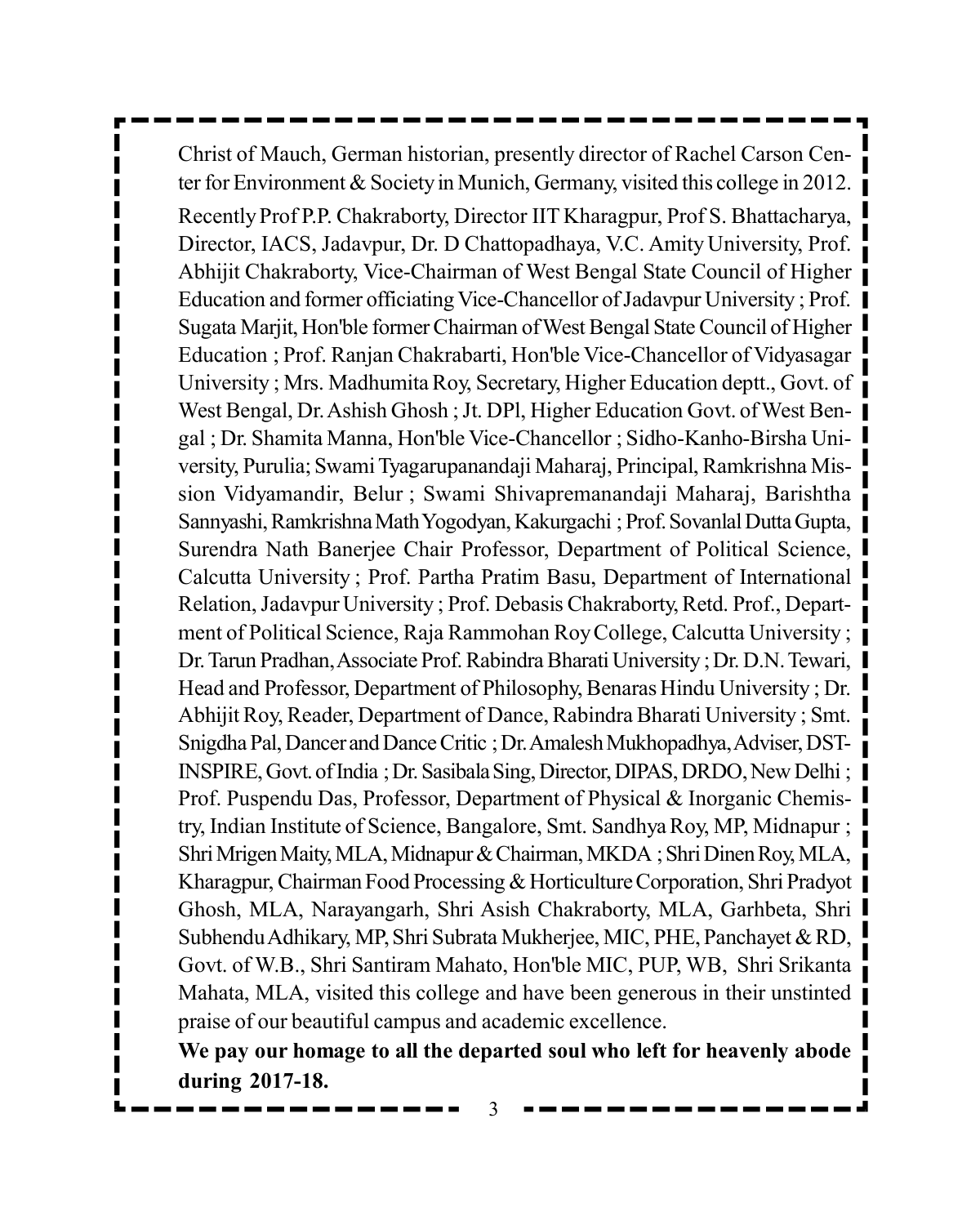Christ of Mauch, German historian, presently director of Rachel Carson Center for Environment & Society in Munich, Germany, visited this college in 2012.

Recently Prof P.P. Chakraborty, Director IIT Kharagpur, Prof S. Bhattacharya, Director, IACS, Jadavpur, Dr. D Chattopadhaya, V.C. Amity University, Prof. Abhijit Chakraborty, Vice-Chairman of West Bengal State Council of Higher Education and former officiating Vice-Chancellor of Jadavpur University ; Prof. Sugata Marjit, Hon'ble former Chairman of West Bengal State Council of Higher Education ; Prof. Ranjan Chakrabarti, Hon'ble Vice-Chancellor of Vidyasagar University ; Mrs. Madhumita Roy, Secretary, Higher Education deptt., Govt. of West Bengal, Dr. Ashish Ghosh ; Jt. DPl, Higher Education Govt. of West Bengal ; Dr. Shamita Manna, Hon'ble Vice-Chancellor ; Sidho-Kanho-Birsha University, Purulia; Swami Tyagarupanandaji Maharaj, Principal, Ramkrishna Mission Vidyamandir, Belur ; Swami Shivapremanandaji Maharaj, Barishtha Sannyashi, Ramkrishna Math Yogodyan, Kakurgachi ; Prof. Sovanlal Dutta Gupta, Surendra Nath Banerjee Chair Professor, Department of Political Science, Calcutta University ; Prof. Partha Pratim Basu, Department of International Relation, Jadavpur University ; Prof. Debasis Chakraborty, Retd. Prof., Department of Political Science, Raja Rammohan Roy College, Calcutta University ; Dr. Tarun Pradhan, Associate Prof. Rabindra Bharati University ; Dr. D.N. Tewari, Head and Professor, Department of Philosophy, Benaras Hindu University ; Dr. Abhijit Roy, Reader, Department of Dance, Rabindra Bharati University ; Smt. Snigdha Pal, Dancer and Dance Critic ; Dr. Amalesh Mukhopadhya, Adviser, DST-INSPIRE, Govt. of India ; Dr. Sasibala Sing, Director, DIPAS, DRDO, New Delhi ; Prof. Puspendu Das, Professor, Department of Physical & Inorganic Chemistry, Indian Institute of Science, Bangalore, Smt. Sandhya Roy, MP, Midnapur ; Shri Mrigen Maity, MLA, Midnapur & Chairman, MKDA ; Shri Dinen Roy, MLA, Kharagpur, Chairman Food Processing & Horticulture Corporation, Shri Pradyot Ghosh, MLA, Narayangarh, Shri Asish Chakraborty, MLA, Garhbeta, Shri Subhendu Adhikary, MP, Shri Subrata Mukherjee, MIC, PHE, Panchayet & RD, Govt. of W.B., Shri Santiram Mahato, Hon'ble MIC, PUP, WB, Shri Srikanta Mahata, MLA, visited this college and have been generous in their unstinted praise of our beautiful campus and academic excellence.

**We pay our homage to all the departed soul who left for heavenly abode during 2017-18.**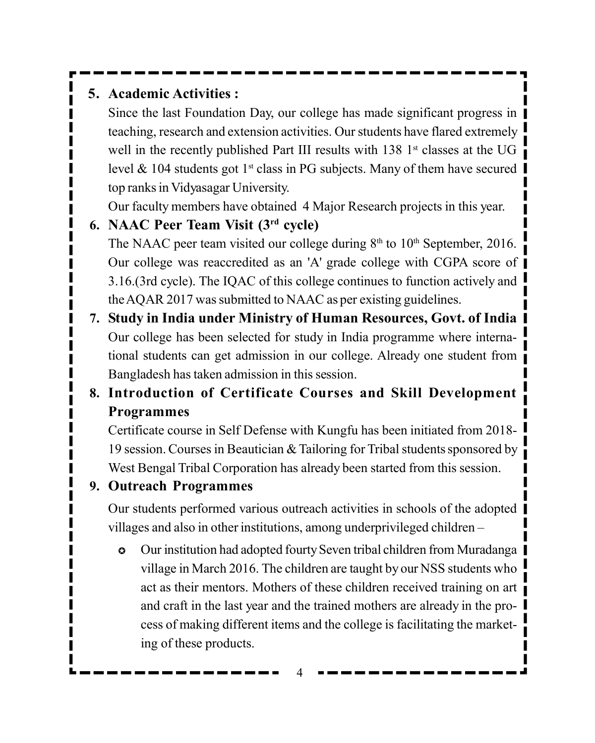5. **Academic Activities :**

   Since the last Foundation Day, our college has made significant progress in teaching, research and extension activities. Our students have flared extremely well in the recently published Part III results with 138 1st classes at the UG level & 104 students got 1st class in PG subjects. Many of them have secured top ranks in Vidyasagar University.

   Our faculty members have obtained 4 Major Research projects in this year.

6. **NAAC Peer Team Visit (3rd cycle)**

   The NAAC peer team visited our college during 8th to 10th September, 2016. Our college was reaccredited as an 'A' grade college with CGPA score of 3.16.(3rd cycle). The IQAC of this college continues to function actively and the AQAR 2017 was submitted to NAAC as per existing guidelines.

7. **Study in India under Ministry of Human Resources, Govt. of India**

   Our college has been selected for study in India programme where international students can get admission in our college. Already one student from Bangladesh has taken admission in this session.

8. **Introduction of Certificate Courses and Skill Development Programmes**

   Certificate course in Self Defense with Kungfu has been initiated from 2018-19 session. Courses in Beautician & Tailoring for Tribal students sponsored by West Bengal Tribal Corporation has already been started from this session.

9. **Outreach Programmes**

   Our students performed various outreach activities in schools of the adopted villages and also in other institutions, among underprivileged children –

   - Our institution had adopted fourty Seven tribal children from Muradanga village in March 2016. The children are taught by our NSS students who act as their mentors. Mothers of these children received training on art and craft in the last year and the trained mothers are already in the process of making different items and the college is facilitating the marketing of these products.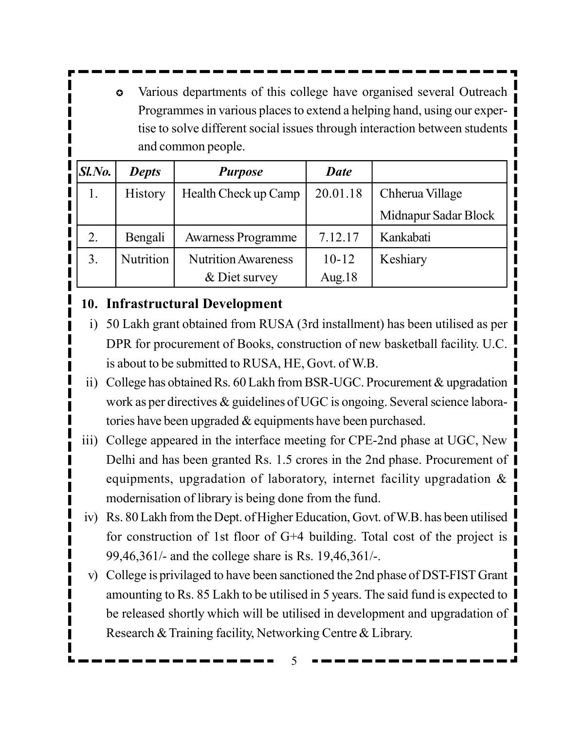- Various departments of this college have organised several Outreach Programmes in various places to extend a helping hand, using our expertise to solve different social issues through interaction between students and common people.

| *Sl.No.* | *Depts* | *Purpose* | *Date* | |
|---|---|---|---|---|
| 1. | History | Health Check up Camp | 20.01.18 | Chherua Village Midnapur Sadar Block |
| 2. | Bengali | Awarness Programme | 7.12.17 | Kankabati |
| 3. | Nutrition | Nutrition Awareness & Diet survey | 10-12 Aug.18 | Keshiary |

## 10. Infrastructural Development

i) 50 Lakh grant obtained from RUSA (3rd installment) has been utilised as per DPR for procurement of Books, construction of new basketball facility. U.C. is about to be submitted to RUSA, HE, Govt. of W.B.

ii) College has obtained Rs. 60 Lakh from BSR-UGC. Procurement & upgradation work as per directives & guidelines of UGC is ongoing. Several science laboratories have been upgraded & equipments have been purchased.

iii) College appeared in the interface meeting for CPE-2nd phase at UGC, New Delhi and has been granted Rs. 1.5 crores in the 2nd phase. Procurement of equipments, upgradation of laboratory, internet facility upgradation & modernisation of library is being done from the fund.

iv) Rs. 80 Lakh from the Dept. of Higher Education, Govt. of W.B. has been utilised for construction of 1st floor of G+4 building. Total cost of the project is 99,46,361/- and the college share is Rs. 19,46,361/-.

v) College is privilaged to have been sanctioned the 2nd phase of DST-FIST Grant amounting to Rs. 85 Lakh to be utilised in 5 years. The said fund is expected to be released shortly which will be utilised in development and upgradation of Research & Training facility, Networking Centre & Library.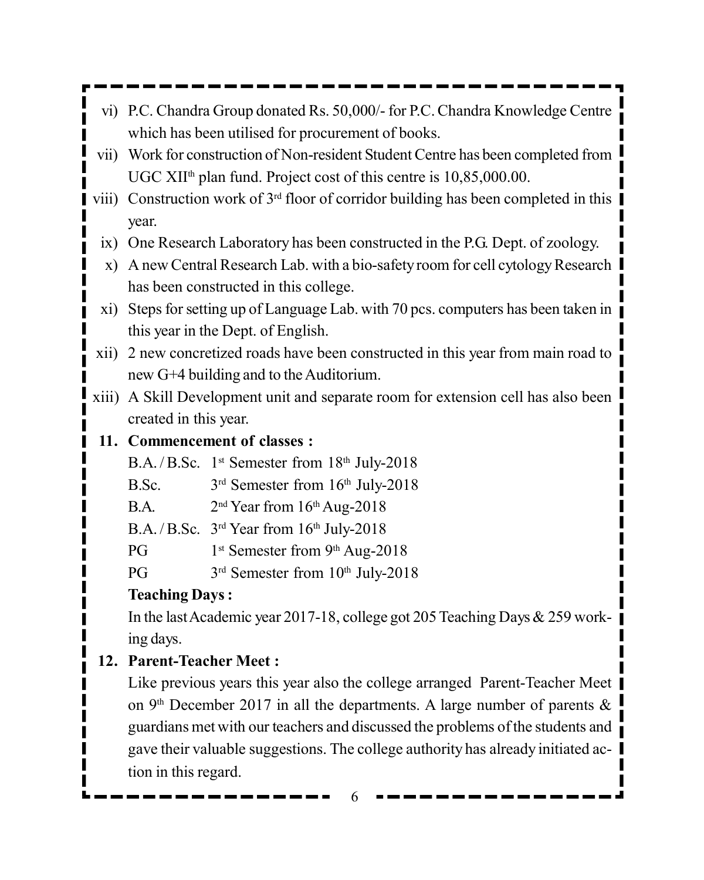vi) P.C. Chandra Group donated Rs. 50,000/- for P.C. Chandra Knowledge Centre which has been utilised for procurement of books.

vii) Work for construction of Non-resident Student Centre has been completed from UGC XII$^{th}$ plan fund. Project cost of this centre is 10,85,000.00.

viii) Construction work of 3$^{rd}$ floor of corridor building has been completed in this year.

ix) One Research Laboratory has been constructed in the P.G. Dept. of zoology.

x) A new Central Research Lab. with a bio-safety room for cell cytology Research has been constructed in this college.

xi) Steps for setting up of Language Lab. with 70 pcs. computers has been taken in this year in the Dept. of English.

xii) 2 new concretized roads have been constructed in this year from main road to new G+4 building and to the Auditorium.

xiii) A Skill Development unit and separate room for extension cell has also been created in this year.

**11. Commencement of classes :**

| | |
|---|---|
| B.A. / B.Sc. | 1$^{st}$ Semester from 18$^{th}$ July-2018 |
| B.Sc. | 3$^{rd}$ Semester from 16$^{th}$ July-2018 |
| B.A. | 2$^{nd}$ Year from 16$^{th}$ Aug-2018 |
| B.A. / B.Sc. | 3$^{rd}$ Year from 16$^{th}$ July-2018 |
| PG | 1$^{st}$ Semester from 9$^{th}$ Aug-2018 |
| PG | 3$^{rd}$ Semester from 10$^{th}$ July-2018 |

**Teaching Days :**

In the last Academic year 2017-18, college got 205 Teaching Days & 259 working days.

**12. Parent-Teacher Meet :**

Like previous years this year also the college arranged Parent-Teacher Meet on 9$^{th}$ December 2017 in all the departments. A large number of parents & guardians met with our teachers and discussed the problems of the students and gave their valuable suggestions. The college authority has already initiated action in this regard.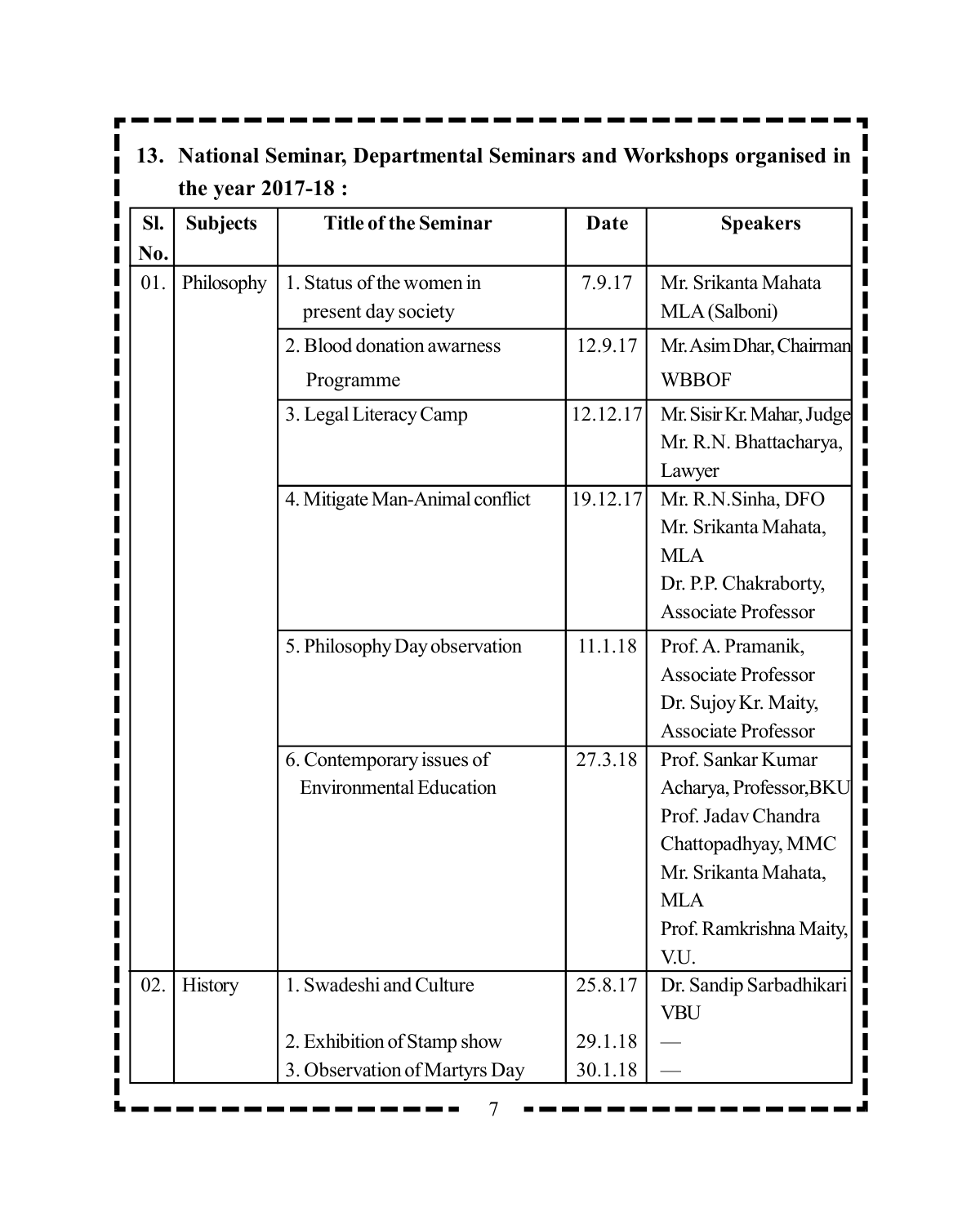## 13. National Seminar, Departmental Seminars and Workshops organised in the year 2017-18 :

| Sl. No. | Subjects | Title of the Seminar | Date | Speakers |
|---|---|---|---|---|
| 01. | Philosophy | 1. Status of the women in present day society | 7.9.17 | Mr. Srikanta Mahata MLA (Salboni) |
| | | 2. Blood donation awarness Programme | 12.9.17 | Mr. Asim Dhar, Chairman WBBOF |
| | | 3. Legal Literacy Camp | 12.12.17 | Mr. Sisir Kr. Mahar, Judge Mr. R.N. Bhattacharya, Lawyer |
| | | 4. Mitigate Man-Animal conflict | 19.12.17 | Mr. R.N.Sinha, DFO Mr. Srikanta Mahata, MLA Dr. P.P. Chakraborty, Associate Professor |
| | | 5. Philosophy Day observation | 11.1.18 | Prof. A. Pramanik, Associate Professor Dr. Sujoy Kr. Maity, Associate Professor |
| | | 6. Contemporary issues of Environmental Education | 27.3.18 | Prof. Sankar Kumar Acharya, Professor, BKU Prof. Jadav Chandra Chattopadhyay, MMC Mr. Srikanta Mahata, MLA Prof. Ramkrishna Maity, V.U. |
| 02. | History | 1. Swadeshi and Culture | 25.8.17 | Dr. Sandip Sarbadhikari VBU |
| | | 2. Exhibition of Stamp show | 29.1.18 | — |
| | | 3. Observation of Martyrs Day | 30.1.18 | — |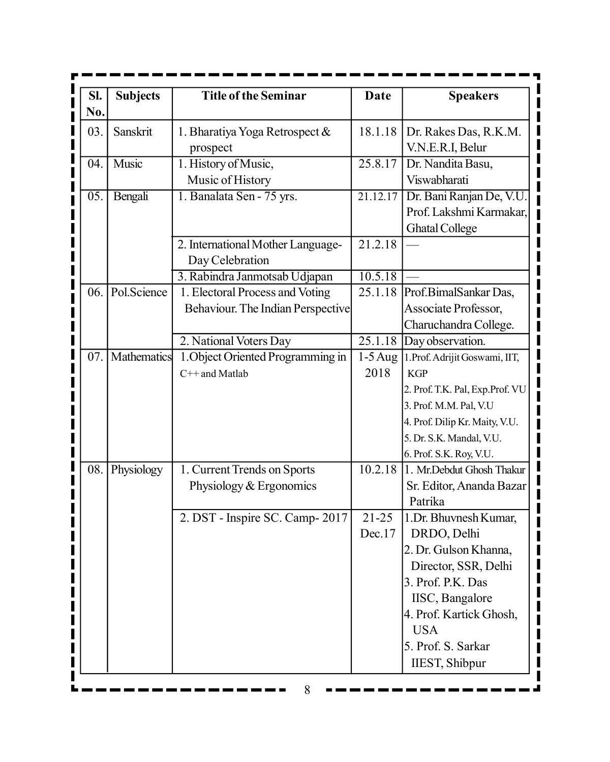| Sl. No. | Subjects | Title of the Seminar | Date | Speakers |
|---|---|---|---|---|
| 03. | Sanskrit | 1. Bharatiya Yoga Retrospect & prospect | 18.1.18 | Dr. Rakes Das, R.K.M. V.N.E.R.I, Belur |
| 04. | Music | 1. History of Music, Music of History | 25.8.17 | Dr. Nandita Basu, Viswabharati |
| 05. | Bengali | 1. Banalata Sen - 75 yrs. | 21.12.17 | Dr. Bani Ranjan De, V.U. Prof. Lakshmi Karmakar, Ghatal College |
| | | 2. International Mother Language-Day Celebration | 21.2.18 | — |
| | | 3. Rabindra Janmotsab Udjapan | 10.5.18 | — |
| 06. | Pol.Science | 1. Electoral Process and Voting Behaviour. The Indian Perspective | 25.1.18 | Prof.BimalSankar Das, Associate Professor, Charuchandra College. |
| | | 2. National Voters Day | 25.1.18 | Day observation. |
| 07. | Mathematics | 1.Object Oriented Programming in C++ and Matlab | 1-5 Aug 2018 | 1.Prof. Adrijit Goswami, IIT, KGP<br>2. Prof. T.K. Pal, Exp.Prof. VU<br>3. Prof. M.M. Pal, V.U<br>4. Prof. Dilip Kr. Maity, V.U.<br>5. Dr. S.K. Mandal, V.U.<br>6. Prof. S.K. Roy, V.U. |
| 08. | Physiology | 1. Current Trends on Sports Physiology & Ergonomics | 10.2.18 | 1. Mr.Debdut Ghosh Thakur Sr. Editor, Ananda Bazar Patrika |
| | | 2. DST - Inspire SC. Camp- 2017 | 21-25 Dec.17 | 1.Dr. Bhuvnesh Kumar, DRDO, Delhi<br>2. Dr. Gulson Khanna, Director, SSR, Delhi<br>3. Prof. P.K. Das IISC, Bangalore<br>4. Prof. Kartick Ghosh, USA<br>5. Prof. S. Sarkar IIEST, Shibpur |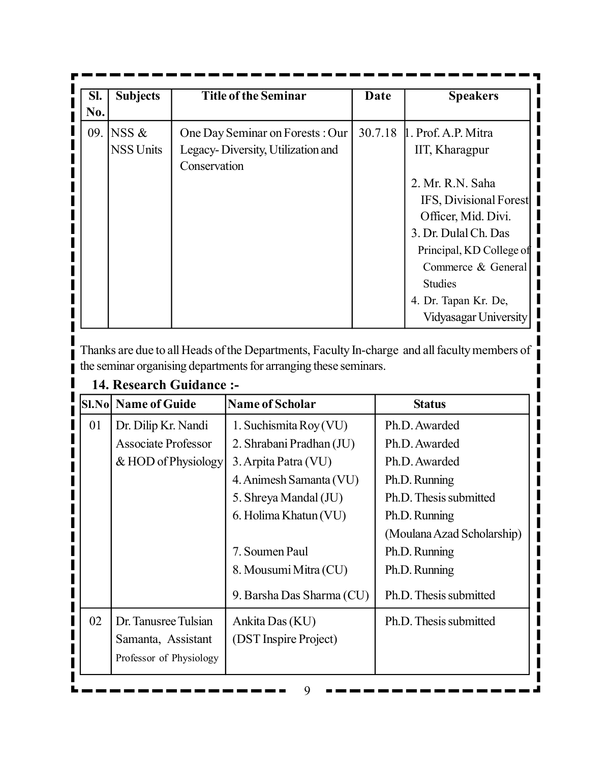| Sl. No. | Subjects | Title of the Seminar | Date | Speakers |
|---|---|---|---|---|
| 09. | NSS & NSS Units | One Day Seminar on Forests : Our Legacy- Diversity, Utilization and Conservation | 30.7.18 | 1. Prof. A.P. Mitra IIT, Kharagpur<br>2. Mr. R.N. Saha IFS, Divisional Forest Officer, Mid. Divi.<br>3. Dr. Dulal Ch. Das Principal, KD College of Commerce & General Studies<br>4. Dr. Tapan Kr. De, Vidyasagar University |

Thanks are due to all Heads of the Departments, Faculty In-charge and all faculty members of the seminar organising departments for arranging these seminars.

## 14. Research Guidance :-

| Sl.No | Name of Guide | Name of Scholar | Status |
|---|---|---|---|
| 01 | Dr. Dilip Kr. Nandi Associate Professor & HOD of Physiology | 1. Suchismita Roy (VU)<br>2. Shrabani Pradhan (JU)<br>3. Arpita Patra (VU)<br>4. Animesh Samanta (VU)<br>5. Shreya Mandal (JU)<br>6. Holima Khatun (VU)<br>7. Soumen Paul<br>8. Mousumi Mitra (CU)<br>9. Barsha Das Sharma (CU) | Ph.D. Awarded<br>Ph.D. Awarded<br>Ph.D. Awarded<br>Ph.D. Running<br>Ph.D. Thesis submitted<br>Ph.D. Running (Moulana Azad Scholarship)<br>Ph.D. Running<br>Ph.D. Running<br>Ph.D. Thesis submitted |
| 02 | Dr. Tanusree Tulsian Samanta, Assistant Professor of Physiology | Ankita Das (KU) (DST Inspire Project) | Ph.D. Thesis submitted |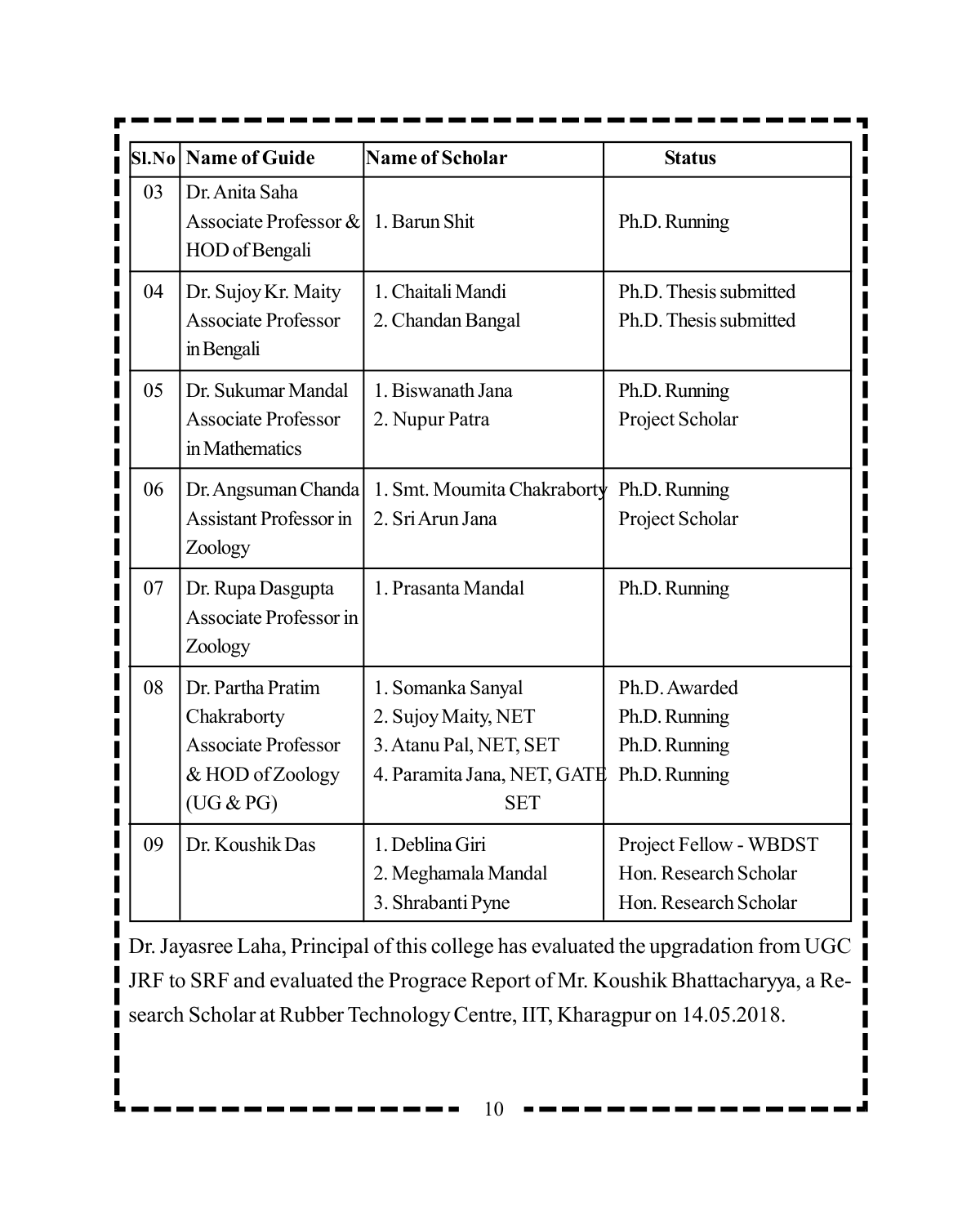| Sl.No | Name of Guide | Name of Scholar | Status |
|---|---|---|---|
| 03 | Dr. Anita Saha Associate Professor & HOD of Bengali | 1. Barun Shit | Ph.D. Running |
| 04 | Dr. Sujoy Kr. Maity Associate Professor in Bengali | 1. Chaitali Mandi<br>2. Chandan Bangal | Ph.D. Thesis submitted<br>Ph.D. Thesis submitted |
| 05 | Dr. Sukumar Mandal Associate Professor in Mathematics | 1. Biswanath Jana<br>2. Nupur Patra | Ph.D. Running<br>Project Scholar |
| 06 | Dr. Angsuman Chanda Assistant Professor in Zoology | 1. Smt. Moumita Chakraborty<br>2. Sri Arun Jana | Ph.D. Running<br>Project Scholar |
| 07 | Dr. Rupa Dasgupta Associate Professor in Zoology | 1. Prasanta Mandal | Ph.D. Running |
| 08 | Dr. Partha Pratim Chakraborty Associate Professor & HOD of Zoology (UG & PG) | 1. Somanka Sanyal<br>2. Sujoy Maity, NET<br>3. Atanu Pal, NET, SET<br>4. Paramita Jana, NET, GATE SET | Ph.D. Awarded<br>Ph.D. Running<br>Ph.D. Running<br>Ph.D. Running |
| 09 | Dr. Koushik Das | 1. Deblina Giri<br>2. Meghamala Mandal<br>3. Shrabanti Pyne | Project Fellow - WBDST<br>Hon. Research Scholar<br>Hon. Research Scholar |

Dr. Jayasree Laha, Principal of this college has evaluated the upgradation from UGC JRF to SRF and evaluated the Prograce Report of Mr. Koushik Bhattacharyya, a Research Scholar at Rubber Technology Centre, IIT, Kharagpur on 14.05.2018.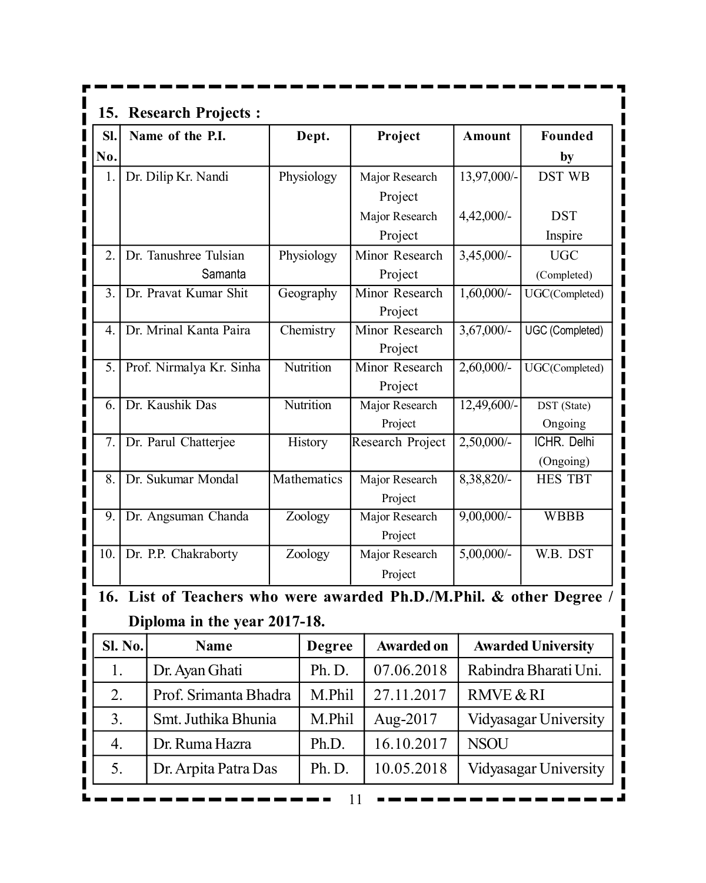## 15. Research Projects :

| Sl. No. | Name of the P.I. | Dept. | Project | Amount | Founded by |
|---|---|---|---|---|---|
| 1. | Dr. Dilip Kr. Nandi | Physiology | Major Research Project<br>Major Research Project | 13,97,000/-<br>4,42,000/- | DST WB<br>DST Inspire |
| 2. | Dr. Tanushree Tulsian Samanta | Physiology | Minor Research Project | 3,45,000/- | UGC (Completed) |
| 3. | Dr. Pravat Kumar Shit | Geography | Minor Research Project | 1,60,000/- | UGC(Completed) |
| 4. | Dr. Mrinal Kanta Paira | Chemistry | Minor Research Project | 3,67,000/- | UGC (Completed) |
| 5. | Prof. Nirmalya Kr. Sinha | Nutrition | Minor Research Project | 2,60,000/- | UGC(Completed) |
| 6. | Dr. Kaushik Das | Nutrition | Major Research Project | 12,49,600/- | DST (State) Ongoing |
| 7. | Dr. Parul Chatterjee | History | Research Project | 2,50,000/- | ICHR. Delhi (Ongoing) |
| 8. | Dr. Sukumar Mondal | Mathematics | Major Research Project | 8,38,820/- | HES TBT |
| 9. | Dr. Angsuman Chanda | Zoology | Major Research Project | 9,00,000/- | WBBB |
| 10. | Dr. P.P. Chakraborty | Zoology | Major Research Project | 5,00,000/- | W.B. DST |

## 16. List of Teachers who were awarded Ph.D./M.Phil. & other Degree / Diploma in the year 2017-18.

| Sl. No. | Name | Degree | Awarded on | Awarded University |
|---|---|---|---|---|
| 1. | Dr. Ayan Ghati | Ph. D. | 07.06.2018 | Rabindra Bharati Uni. |
| 2. | Prof. Srimanta Bhadra | M.Phil | 27.11.2017 | RMVE & RI |
| 3. | Smt. Juthika Bhunia | M.Phil | Aug-2017 | Vidyasagar University |
| 4. | Dr. Ruma Hazra | Ph.D. | 16.10.2017 | NSOU |
| 5. | Dr. Arpita Patra Das | Ph. D. | 10.05.2018 | Vidyasagar University |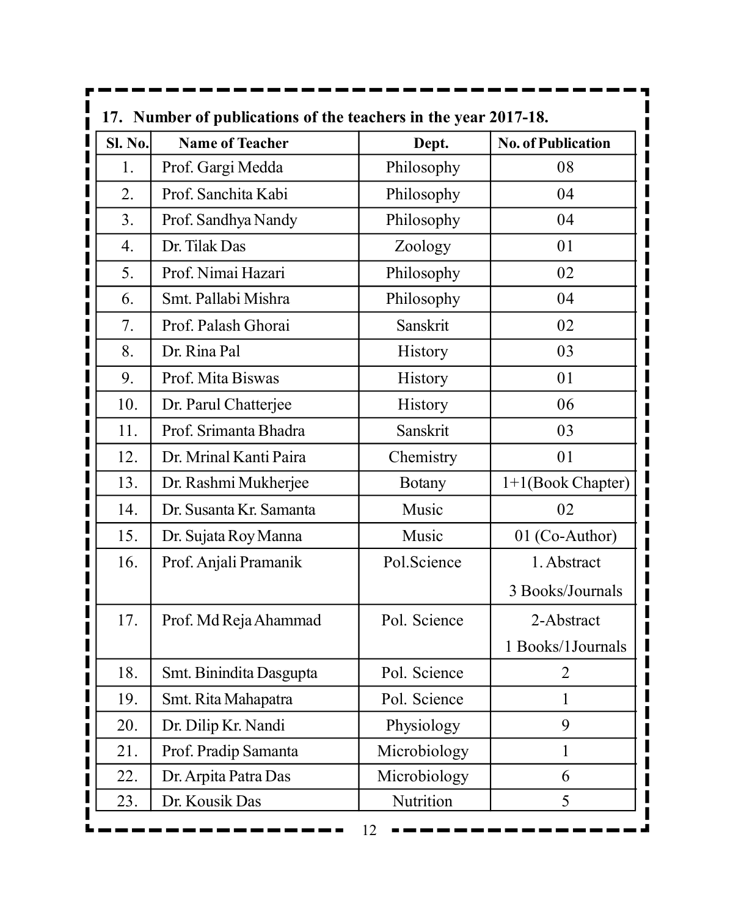### 17. Number of publications of the teachers in the year 2017-18.

| Sl. No. | Name of Teacher | Dept. | No. of Publication |
|---|---|---|---|
| 1. | Prof. Gargi Medda | Philosophy | 08 |
| 2. | Prof. Sanchita Kabi | Philosophy | 04 |
| 3. | Prof. Sandhya Nandy | Philosophy | 04 |
| 4. | Dr. Tilak Das | Zoology | 01 |
| 5. | Prof. Nimai Hazari | Philosophy | 02 |
| 6. | Smt. Pallabi Mishra | Philosophy | 04 |
| 7. | Prof. Palash Ghorai | Sanskrit | 02 |
| 8. | Dr. Rina Pal | History | 03 |
| 9. | Prof. Mita Biswas | History | 01 |
| 10. | Dr. Parul Chatterjee | History | 06 |
| 11. | Prof. Srimanta Bhadra | Sanskrit | 03 |
| 12. | Dr. Mrinal Kanti Paira | Chemistry | 01 |
| 13. | Dr. Rashmi Mukherjee | Botany | 1+1(Book Chapter) |
| 14. | Dr. Susanta Kr. Samanta | Music | 02 |
| 15. | Dr. Sujata Roy Manna | Music | 01 (Co-Author) |
| 16. | Prof. Anjali Pramanik | Pol.Science | 1. Abstract<br>3 Books/Journals |
| 17. | Prof. Md Reja Ahammad | Pol. Science | 2-Abstract<br>1 Books/1Journals |
| 18. | Smt. Binindita Dasgupta | Pol. Science | 2 |
| 19. | Smt. Rita Mahapatra | Pol. Science | 1 |
| 20. | Dr. Dilip Kr. Nandi | Physiology | 9 |
| 21. | Prof. Pradip Samanta | Microbiology | 1 |
| 22. | Dr. Arpita Patra Das | Microbiology | 6 |
| 23. | Dr. Kousik Das | Nutrition | 5 |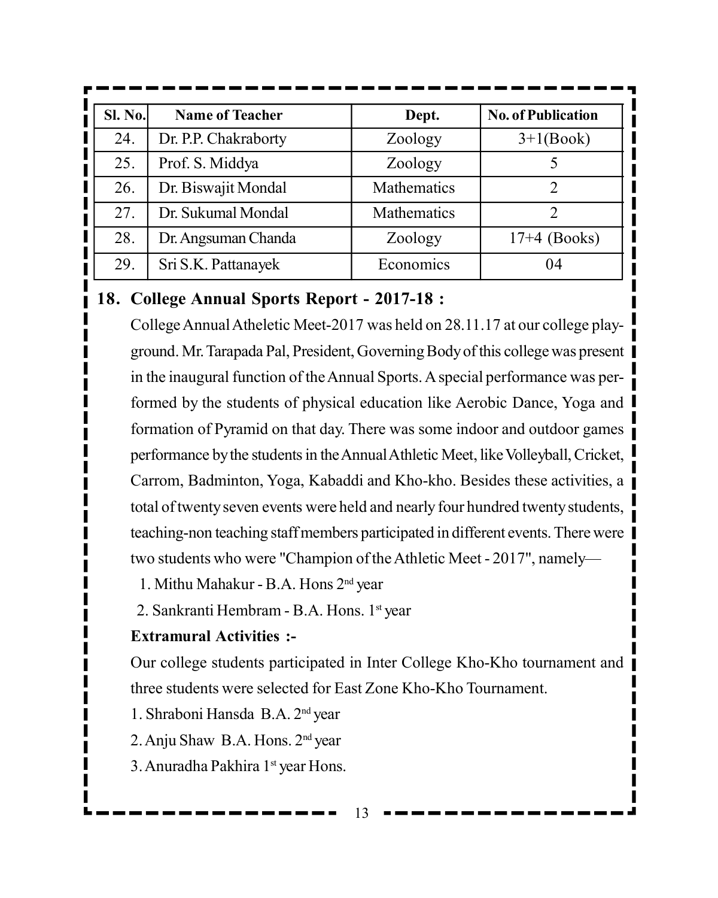| Sl. No. | Name of Teacher | Dept. | No. of Publication |
|---|---|---|---|
| 24. | Dr. P.P. Chakraborty | Zoology | 3+1(Book) |
| 25. | Prof. S. Middya | Zoology | 5 |
| 26. | Dr. Biswajit Mondal | Mathematics | 2 |
| 27. | Dr. Sukumal Mondal | Mathematics | 2 |
| 28. | Dr. Angsuman Chanda | Zoology | 17+4 (Books) |
| 29. | Sri S.K. Pattanayek | Economics | 04 |

## 18. College Annual Sports Report - 2017-18 :

College Annual Atheletic Meet-2017 was held on 28.11.17 at our college play-ground. Mr. Tarapada Pal, President, Governing Body of this college was present in the inaugural function of the Annual Sports. A special performance was performed by the students of physical education like Aerobic Dance, Yoga and formation of Pyramid on that day. There was some indoor and outdoor games performance by the students in the Annual Athletic Meet, like Volleyball, Cricket, Carrom, Badminton, Yoga, Kabaddi and Kho-kho. Besides these activities, a total of twenty seven events were held and nearly four hundred twenty students, teaching-non teaching staff members participated in different events. There were two students who were "Champion of the Athletic Meet - 2017", namely—

1. Mithu Mahakur - B.A. Hons 2nd year
2. Sankranti Hembram - B.A. Hons. 1st year

**Extramural Activities :-**

Our college students participated in Inter College Kho-Kho tournament and three students were selected for East Zone Kho-Kho Tournament.

1. Shraboni Hansda B.A. 2nd year
2. Anju Shaw B.A. Hons. 2nd year
3. Anuradha Pakhira 1st year Hons.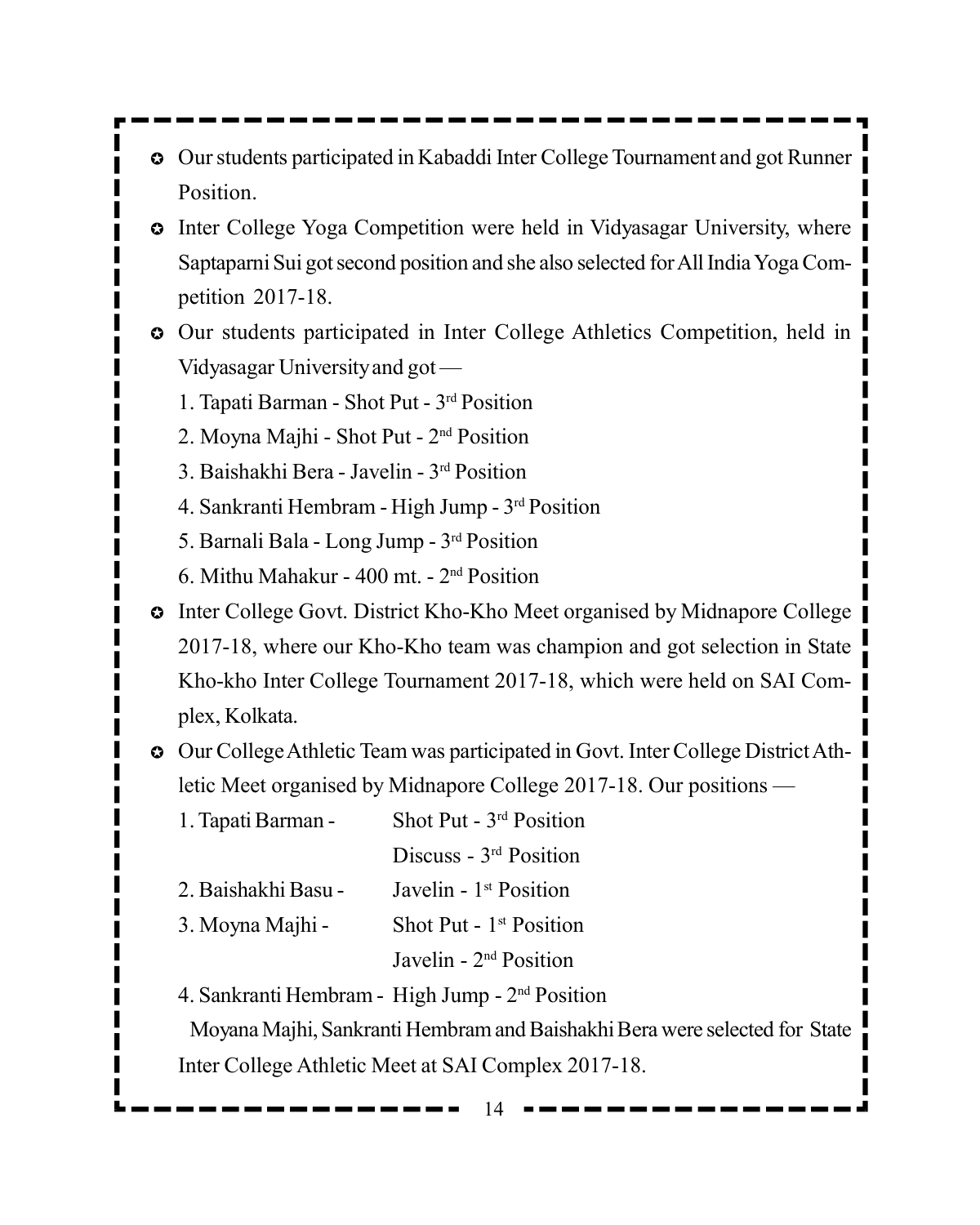- Our students participated in Kabaddi Inter College Tournament and got Runner Position.
- Inter College Yoga Competition were held in Vidyasagar University, where Saptaparni Sui got second position and she also selected for All India Yoga Competition 2017-18.
- Our students participated in Inter College Athletics Competition, held in Vidyasagar University and got —

  1. Tapati Barman - Shot Put - 3rd Position
  2. Moyna Majhi - Shot Put - 2nd Position
  3. Baishakhi Bera - Javelin - 3rd Position
  4. Sankranti Hembram - High Jump - 3rd Position
  5. Barnali Bala - Long Jump - 3rd Position
  6. Mithu Mahakur - 400 mt. - 2nd Position

- Inter College Govt. District Kho-Kho Meet organised by Midnapore College 2017-18, where our Kho-Kho team was champion and got selection in State Kho-kho Inter College Tournament 2017-18, which were held on SAI Complex, Kolkata.
- Our College Athletic Team was participated in Govt. Inter College District Athletic Meet organised by Midnapore College 2017-18. Our positions —

  1. Tapati Barman - Shot Put - 3rd Position
     Discuss - 3rd Position
  2. Baishakhi Basu - Javelin - 1st Position
  3. Moyna Majhi - Shot Put - 1st Position
     Javelin - 2nd Position
  4. Sankranti Hembram - High Jump - 2nd Position

  Moyana Majhi, Sankranti Hembram and Baishakhi Bera were selected for State Inter College Athletic Meet at SAI Complex 2017-18.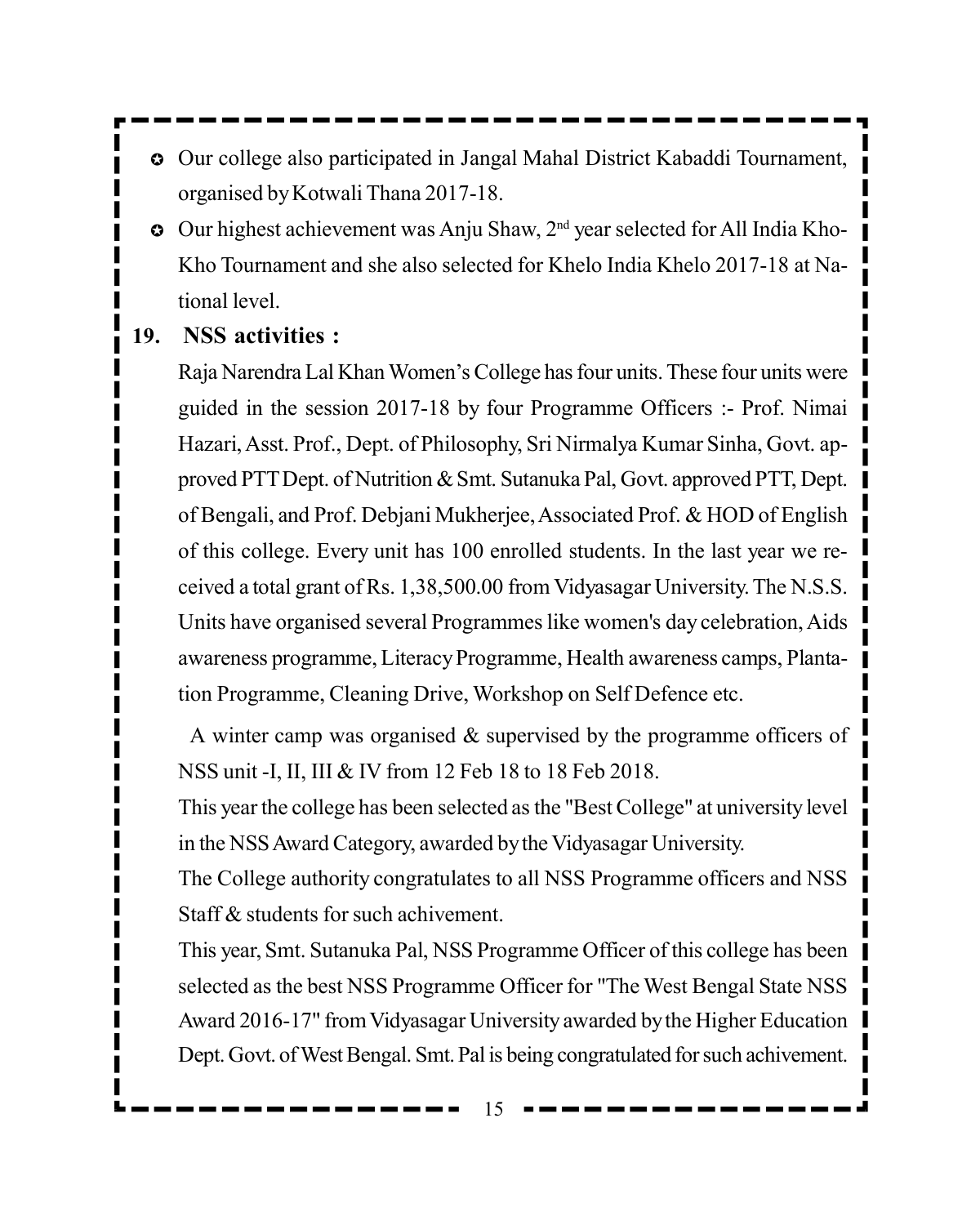- Our college also participated in Jangal Mahal District Kabaddi Tournament, organised by Kotwali Thana 2017-18.
- Our highest achievement was Anju Shaw, 2nd year selected for All India Kho-Kho Tournament and she also selected for Khelo India Khelo 2017-18 at National level.

## 19. NSS activities :

Raja Narendra Lal Khan Women's College has four units. These four units were guided in the session 2017-18 by four Programme Officers :- Prof. Nimai Hazari, Asst. Prof., Dept. of Philosophy, Sri Nirmalya Kumar Sinha, Govt. approved PTT Dept. of Nutrition & Smt. Sutanuka Pal, Govt. approved PTT, Dept. of Bengali, and Prof. Debjani Mukherjee, Associated Prof. & HOD of English of this college. Every unit has 100 enrolled students. In the last year we received a total grant of Rs. 1,38,500.00 from Vidyasagar University. The N.S.S. Units have organised several Programmes like women's day celebration, Aids awareness programme, Literacy Programme, Health awareness camps, Plantation Programme, Cleaning Drive, Workshop on Self Defence etc.

A winter camp was organised & supervised by the programme officers of NSS unit -I, II, III & IV from 12 Feb 18 to 18 Feb 2018.

This year the college has been selected as the "Best College" at university level in the NSS Award Category, awarded by the Vidyasagar University.

The College authority congratulates to all NSS Programme officers and NSS Staff & students for such achivement.

This year, Smt. Sutanuka Pal, NSS Programme Officer of this college has been selected as the best NSS Programme Officer for "The West Bengal State NSS Award 2016-17" from Vidyasagar University awarded by the Higher Education Dept. Govt. of West Bengal. Smt. Pal is being congratulated for such achivement.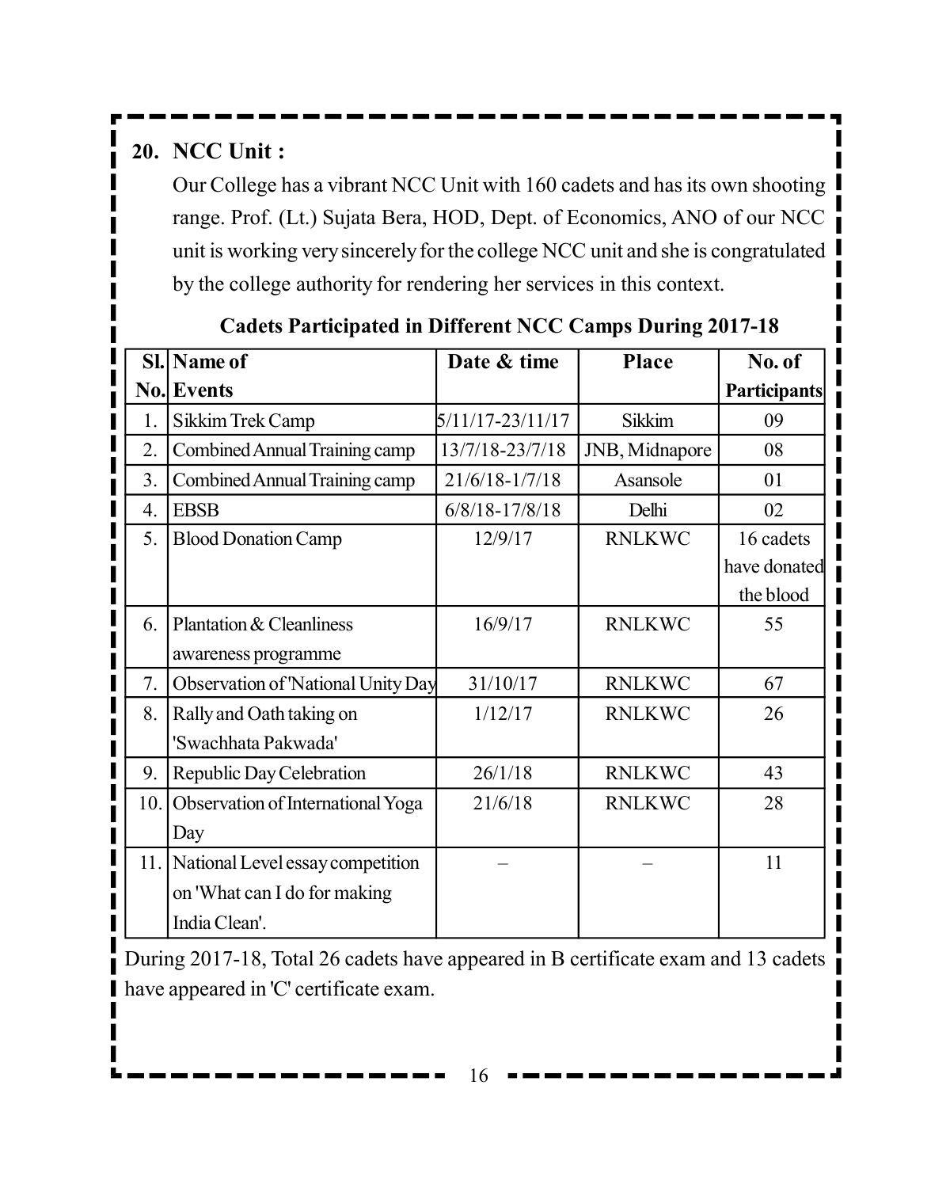## 20. NCC Unit :

Our College has a vibrant NCC Unit with 160 cadets and has its own shooting range. Prof. (Lt.) Sujata Bera, HOD, Dept. of Economics, ANO of our NCC unit is working very sincerely for the college NCC unit and she is congratulated by the college authority for rendering her services in this context.

**Cadets Participated in Different NCC Camps During 2017-18**

| Sl. No. | Name of Events | Date & time | Place | No. of Participants |
|---|---|---|---|---|
| 1. | Sikkim Trek Camp | 5/11/17-23/11/17 | Sikkim | 09 |
| 2. | Combined Annual Training camp | 13/7/18-23/7/18 | JNB, Midnapore | 08 |
| 3. | Combined Annual Training camp | 21/6/18-1/7/18 | Asansole | 01 |
| 4. | EBSB | 6/8/18-17/8/18 | Delhi | 02 |
| 5. | Blood Donation Camp | 12/9/17 | RNLKWC | 16 cadets have donated the blood |
| 6. | Plantation & Cleanliness awareness programme | 16/9/17 | RNLKWC | 55 |
| 7. | Observation of 'National Unity Day | 31/10/17 | RNLKWC | 67 |
| 8. | Rally and Oath taking on 'Swachhata Pakwada' | 1/12/17 | RNLKWC | 26 |
| 9. | Republic Day Celebration | 26/1/18 | RNLKWC | 43 |
| 10. | Observation of International Yoga Day | 21/6/18 | RNLKWC | 28 |
| 11. | National Level essay competition on 'What can I do for making India Clean'. | – | – | 11 |

During 2017-18, Total 26 cadets have appeared in B certificate exam and 13 cadets have appeared in 'C' certificate exam.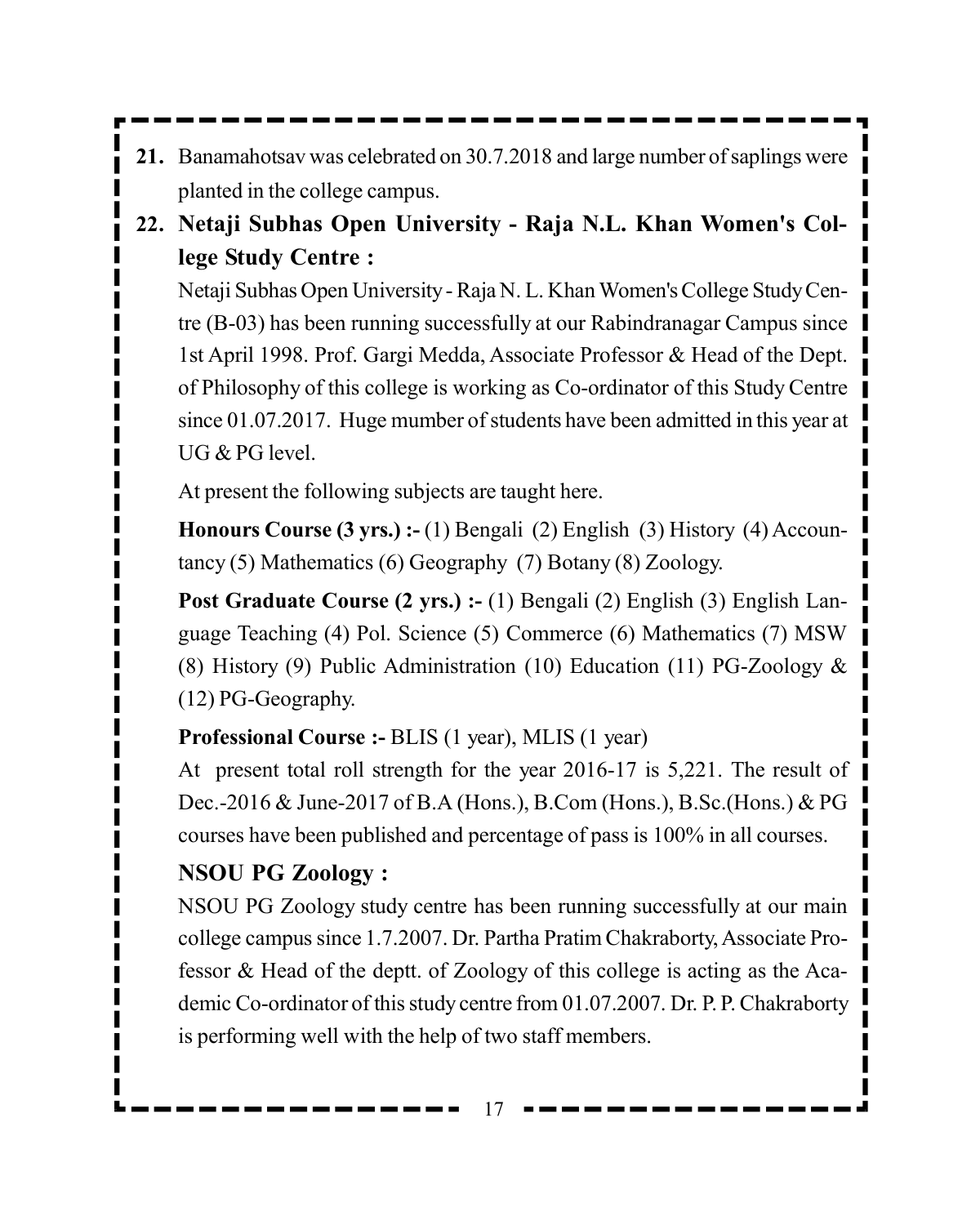21. Banamahotsav was celebrated on 30.7.2018 and large number of saplings were planted in the college campus.

22. **Netaji Subhas Open University - Raja N.L. Khan Women's College Study Centre :**

    Netaji Subhas Open University - Raja N. L. Khan Women's College Study Centre (B-03) has been running successfully at our Rabindranagar Campus since 1st April 1998. Prof. Gargi Medda, Associate Professor & Head of the Dept. of Philosophy of this college is working as Co-ordinator of this Study Centre since 01.07.2017. Huge mumber of students have been admitted in this year at UG & PG level.

    At present the following subjects are taught here.

    **Honours Course (3 yrs.) :-** (1) Bengali (2) English (3) History (4) Accountancy (5) Mathematics (6) Geography (7) Botany (8) Zoology.

    **Post Graduate Course (2 yrs.) :-** (1) Bengali (2) English (3) English Language Teaching (4) Pol. Science (5) Commerce (6) Mathematics (7) MSW (8) History (9) Public Administration (10) Education (11) PG-Zoology & (12) PG-Geography.

    **Professional Course :-** BLIS (1 year), MLIS (1 year)

    At present total roll strength for the year 2016-17 is 5,221. The result of Dec.-2016 & June-2017 of B.A (Hons.), B.Com (Hons.), B.Sc.(Hons.) & PG courses have been published and percentage of pass is 100% in all courses.

    **NSOU PG Zoology :**

    NSOU PG Zoology study centre has been running successfully at our main college campus since 1.7.2007. Dr. Partha Pratim Chakraborty, Associate Professor & Head of the deptt. of Zoology of this college is acting as the Academic Co-ordinator of this study centre from 01.07.2007. Dr. P. P. Chakraborty is performing well with the help of two staff members.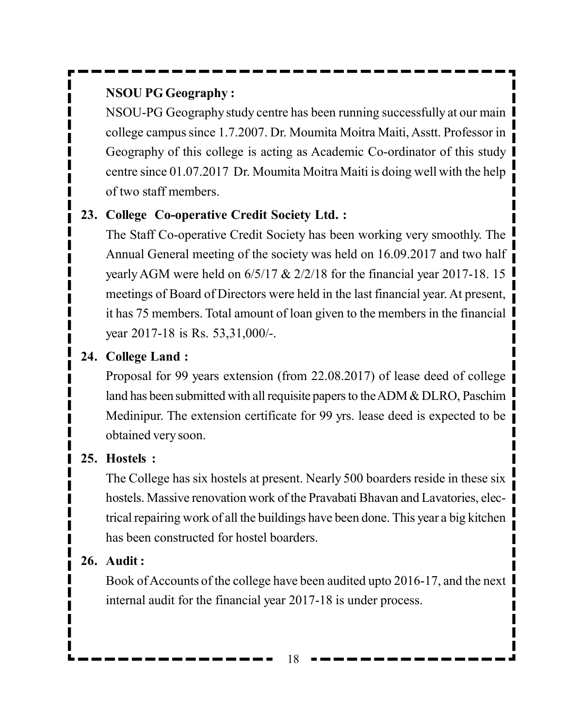**NSOU PG Geography :**

NSOU-PG Geography study centre has been running successfully at our main college campus since 1.7.2007. Dr. Moumita Moitra Maiti, Asstt. Professor in Geography of this college is acting as Academic Co-ordinator of this study centre since 01.07.2017 Dr. Moumita Moitra Maiti is doing well with the help of two staff members.

**23. College Co-operative Credit Society Ltd. :**

The Staff Co-operative Credit Society has been working very smoothly. The Annual General meeting of the society was held on 16.09.2017 and two half yearly AGM were held on 6/5/17 & 2/2/18 for the financial year 2017-18. 15 meetings of Board of Directors were held in the last financial year. At present, it has 75 members. Total amount of loan given to the members in the financial year 2017-18 is Rs. 53,31,000/-.

**24. College Land :**

Proposal for 99 years extension (from 22.08.2017) of lease deed of college land has been submitted with all requisite papers to the ADM & DLRO, Paschim Medinipur. The extension certificate for 99 yrs. lease deed is expected to be obtained very soon.

**25. Hostels :**

The College has six hostels at present. Nearly 500 boarders reside in these six hostels. Massive renovation work of the Pravabati Bhavan and Lavatories, electrical repairing work of all the buildings have been done. This year a big kitchen has been constructed for hostel boarders.

**26. Audit :**

Book of Accounts of the college have been audited upto 2016-17, and the next internal audit for the financial year 2017-18 is under process.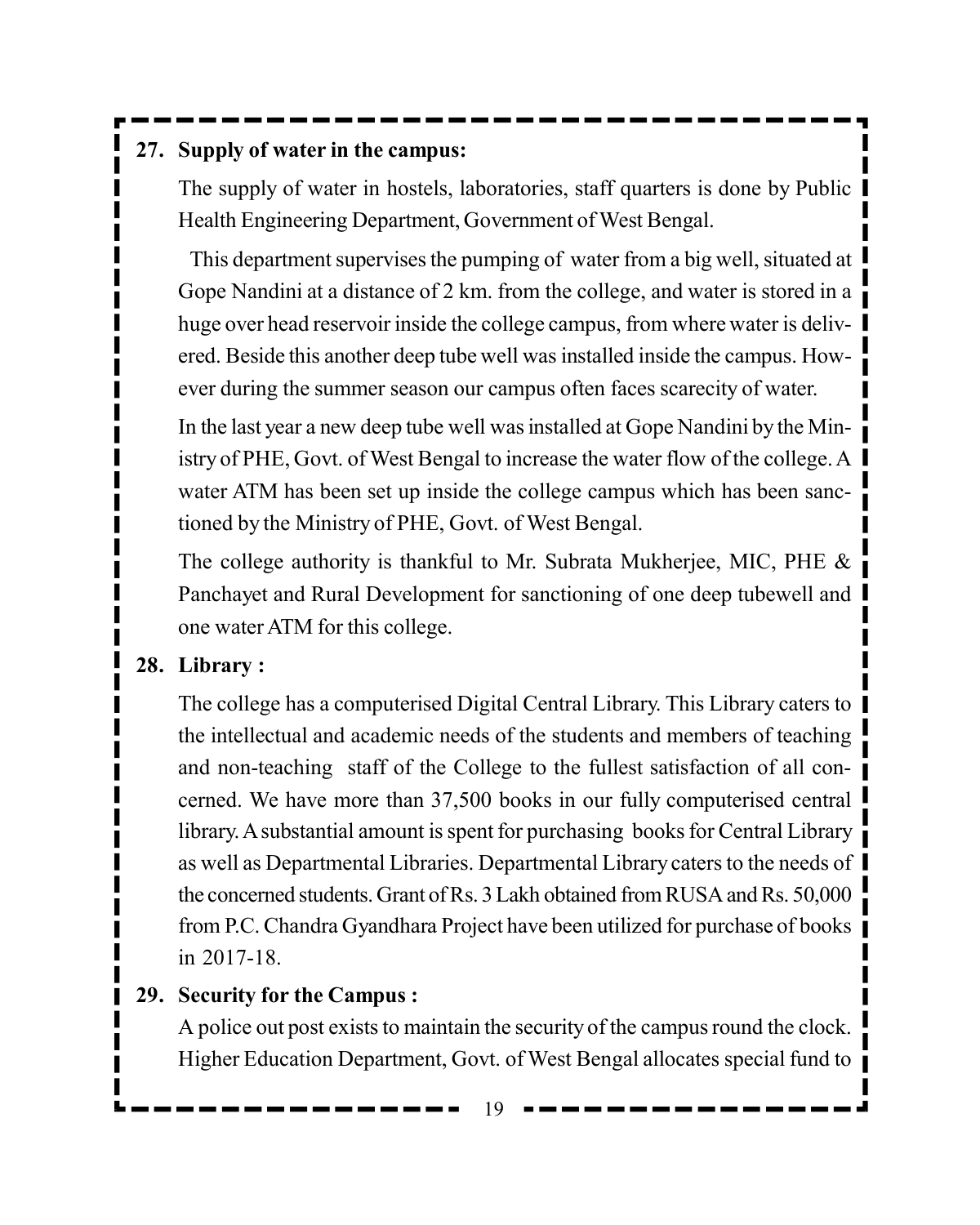## 27. Supply of water in the campus:

The supply of water in hostels, laboratories, staff quarters is done by Public Health Engineering Department, Government of West Bengal.

This department supervises the pumping of water from a big well, situated at Gope Nandini at a distance of 2 km. from the college, and water is stored in a huge over head reservoir inside the college campus, from where water is delivered. Beside this another deep tube well was installed inside the campus. However during the summer season our campus often faces scarecity of water.

In the last year a new deep tube well was installed at Gope Nandini by the Ministry of PHE, Govt. of West Bengal to increase the water flow of the college. A water ATM has been set up inside the college campus which has been sanctioned by the Ministry of PHE, Govt. of West Bengal.

The college authority is thankful to Mr. Subrata Mukherjee, MIC, PHE & Panchayet and Rural Development for sanctioning of one deep tubewell and one water ATM for this college.

## 28. Library :

The college has a computerised Digital Central Library. This Library caters to the intellectual and academic needs of the students and members of teaching and non-teaching staff of the College to the fullest satisfaction of all concerned. We have more than 37,500 books in our fully computerised central library. A substantial amount is spent for purchasing books for Central Library as well as Departmental Libraries. Departmental Library caters to the needs of the concerned students. Grant of Rs. 3 Lakh obtained from RUSA and Rs. 50,000 from P.C. Chandra Gyandhara Project have been utilized for purchase of books in 2017-18.

## 29. Security for the Campus :

A police out post exists to maintain the security of the campus round the clock. Higher Education Department, Govt. of West Bengal allocates special fund to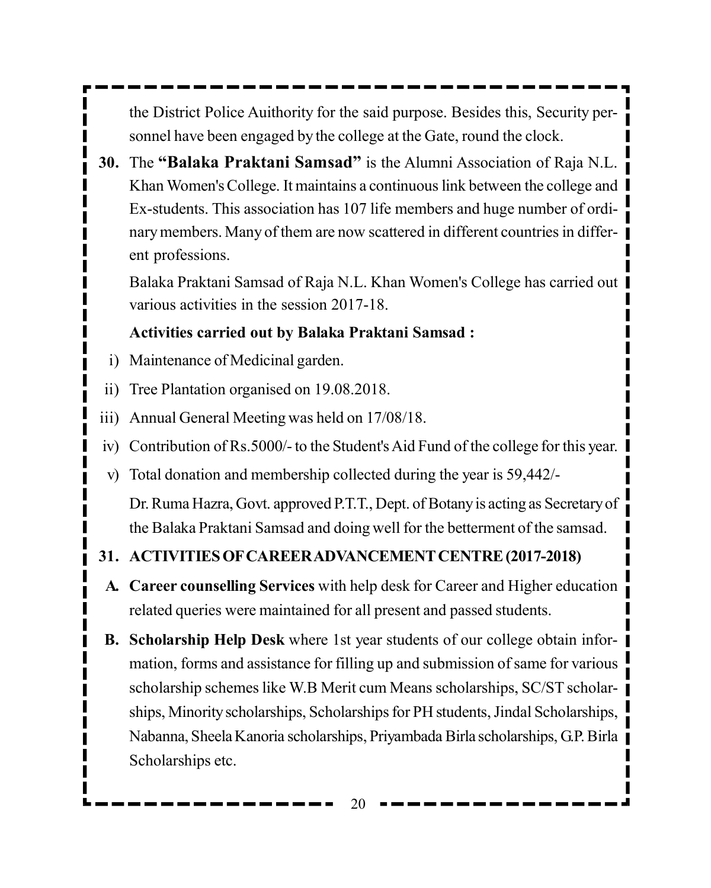the District Police Auithority for the said purpose. Besides this, Security personnel have been engaged by the college at the Gate, round the clock.

**30.** The **"Balaka Praktani Samsad"** is the Alumni Association of Raja N.L. Khan Women's College. It maintains a continuous link between the college and Ex-students. This association has 107 life members and huge number of ordinary members. Many of them are now scattered in different countries in different professions.

Balaka Praktani Samsad of Raja N.L. Khan Women's College has carried out various activities in the session 2017-18.

**Activities carried out by Balaka Praktani Samsad :**

i) Maintenance of Medicinal garden.

ii) Tree Plantation organised on 19.08.2018.

iii) Annual General Meeting was held on 17/08/18.

iv) Contribution of Rs.5000/- to the Student's Aid Fund of the college for this year.

v) Total donation and membership collected during the year is 59,442/-

Dr. Ruma Hazra, Govt. approved P.T.T., Dept. of Botany is acting as Secretary of the Balaka Praktani Samsad and doing well for the betterment of the samsad.

**31. ACTIVITIES OF CAREER ADVANCEMENT CENTRE (2017-2018)**

**A. Career counselling Services** with help desk for Career and Higher education related queries were maintained for all present and passed students.

**B. Scholarship Help Desk** where 1st year students of our college obtain information, forms and assistance for filling up and submission of same for various scholarship schemes like W.B Merit cum Means scholarships, SC/ST scholarships, Minority scholarships, Scholarships for PH students, Jindal Scholarships, Nabanna, Sheela Kanoria scholarships, Priyambada Birla scholarships, G.P. Birla Scholarships etc.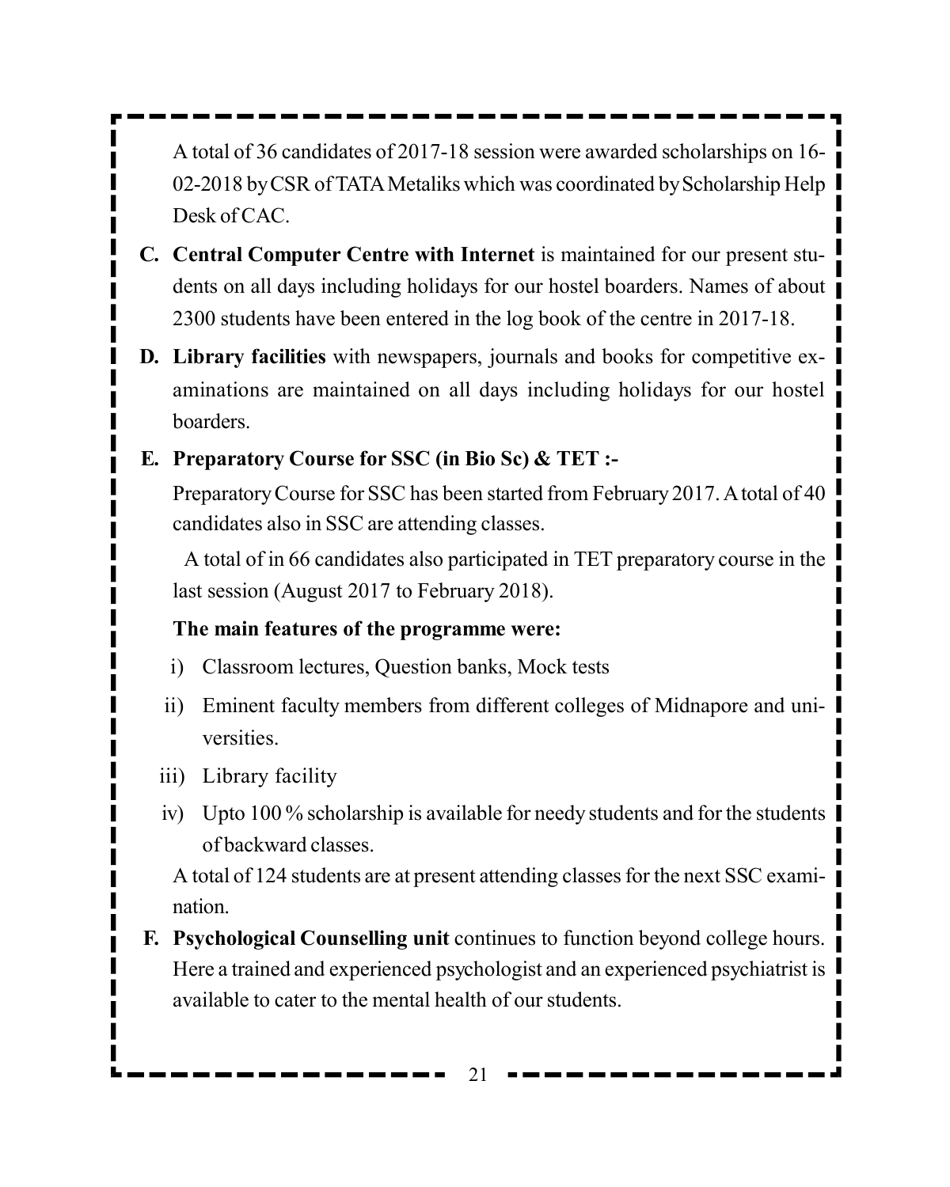A total of 36 candidates of 2017-18 session were awarded scholarships on 16-02-2018 by CSR of TATA Metaliks which was coordinated by Scholarship Help Desk of CAC.

**C. Central Computer Centre with Internet** is maintained for our present students on all days including holidays for our hostel boarders. Names of about 2300 students have been entered in the log book of the centre in 2017-18.

**D. Library facilities** with newspapers, journals and books for competitive examinations are maintained on all days including holidays for our hostel boarders.

**E. Preparatory Course for SSC (in Bio Sc) & TET :-**

Preparatory Course for SSC has been started from February 2017. A total of 40 candidates also in SSC are attending classes.

A total of in 66 candidates also participated in TET preparatory course in the last session (August 2017 to February 2018).

**The main features of the programme were:**

i) Classroom lectures, Question banks, Mock tests

ii) Eminent faculty members from different colleges of Midnapore and universities.

iii) Library facility

iv) Upto 100 % scholarship is available for needy students and for the students of backward classes.

A total of 124 students are at present attending classes for the next SSC examination.

**F. Psychological Counselling unit** continues to function beyond college hours. Here a trained and experienced psychologist and an experienced psychiatrist is available to cater to the mental health of our students.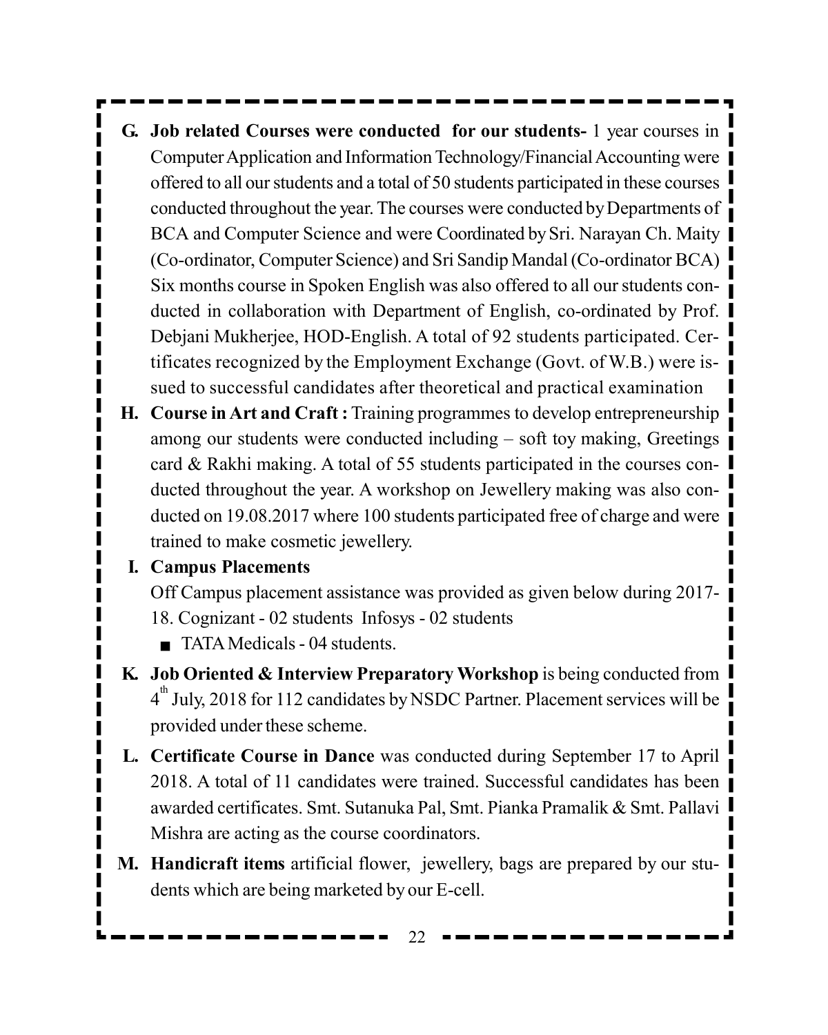**G. Job related Courses were conducted for our students-** 1 year courses in Computer Application and Information Technology/Financial Accounting were offered to all our students and a total of 50 students participated in these courses conducted throughout the year. The courses were conducted by Departments of BCA and Computer Science and were Coordinated by Sri. Narayan Ch. Maity (Co-ordinator, Computer Science) and Sri Sandip Mandal (Co-ordinator BCA) Six months course in Spoken English was also offered to all our students conducted in collaboration with Department of English, co-ordinated by Prof. Debjani Mukherjee, HOD-English. A total of 92 students participated. Certificates recognized by the Employment Exchange (Govt. of W.B.) were issued to successful candidates after theoretical and practical examination

**H. Course in Art and Craft :** Training programmes to develop entrepreneurship among our students were conducted including – soft toy making, Greetings card & Rakhi making. A total of 55 students participated in the courses conducted throughout the year. A workshop on Jewellery making was also conducted on 19.08.2017 where 100 students participated free of charge and were trained to make cosmetic jewellery.

**I. Campus Placements**

Off Campus placement assistance was provided as given below during 2017-18. Cognizant - 02 students Infosys - 02 students

- TATA Medicals - 04 students.

**K. Job Oriented & Interview Preparatory Workshop** is being conducted from 4th July, 2018 for 112 candidates by NSDC Partner. Placement services will be provided under these scheme.

**L. Certificate Course in Dance** was conducted during September 17 to April 2018. A total of 11 candidates were trained. Successful candidates has been awarded certificates. Smt. Sutanuka Pal, Smt. Pianka Pramalik & Smt. Pallavi Mishra are acting as the course coordinators.

**M. Handicraft items** artificial flower, jewellery, bags are prepared by our students which are being marketed by our E-cell.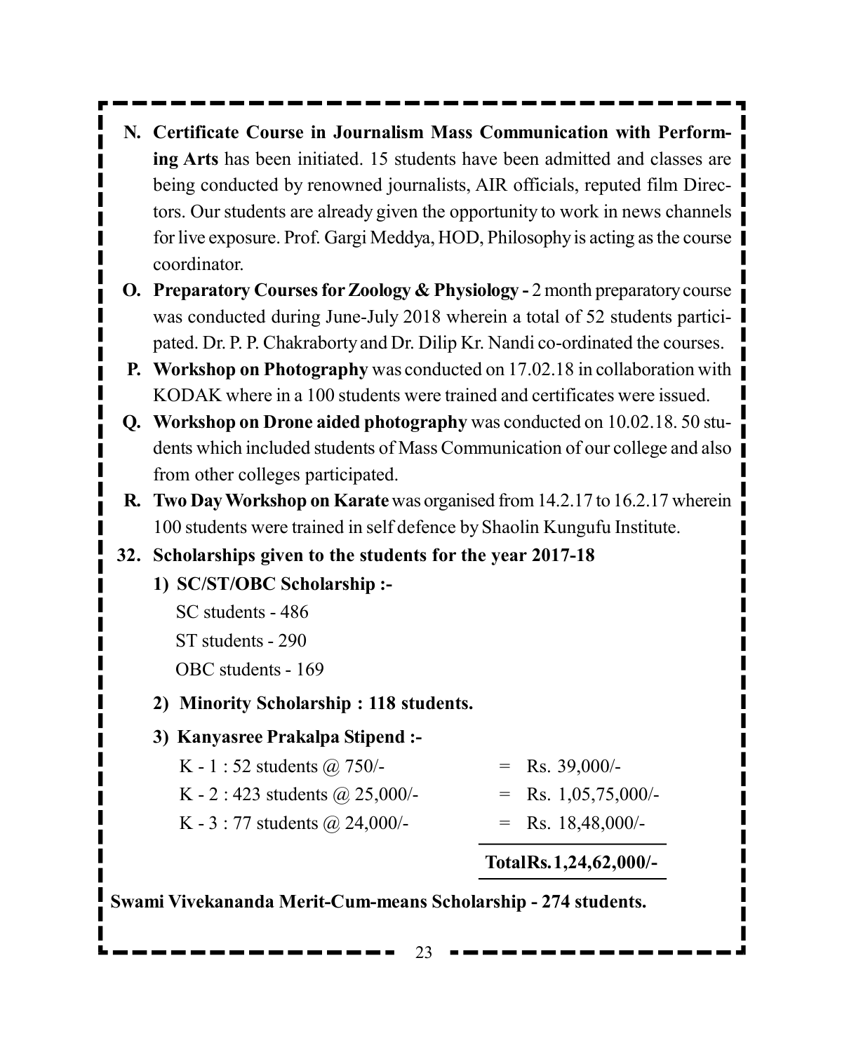N. **Certificate Course in Journalism Mass Communication with Performing Arts** has been initiated. 15 students have been admitted and classes are being conducted by renowned journalists, AIR officials, reputed film Directors. Our students are already given the opportunity to work in news channels for live exposure. Prof. Gargi Meddya, HOD, Philosophy is acting as the course coordinator.

O. **Preparatory Courses for Zoology & Physiology -** 2 month preparatory course was conducted during June-July 2018 wherein a total of 52 students participated. Dr. P. P. Chakraborty and Dr. Dilip Kr. Nandi co-ordinated the courses.

P. **Workshop on Photography** was conducted on 17.02.18 in collaboration with KODAK where in a 100 students were trained and certificates were issued.

Q. **Workshop on Drone aided photography** was conducted on 10.02.18. 50 students which included students of Mass Communication of our college and also from other colleges participated.

R. **Two Day Workshop on Karate** was organised from 14.2.17 to 16.2.17 wherein 100 students were trained in self defence by Shaolin Kungufu Institute.

**32. Scholarships given to the students for the year 2017-18**

**1) SC/ST/OBC Scholarship :-**

SC students - 486

ST students - 290

OBC students - 169

**2) Minority Scholarship : 118 students.**

**3) Kanyasree Prakalpa Stipend :-**

| | |
|---|---|
| K - 1 : 52 students @ 750/- | = Rs. 39,000/- |
| K - 2 : 423 students @ 25,000/- | = Rs. 1,05,75,000/- |
| K - 3 : 77 students @ 24,000/- | = Rs. 18,48,000/- |
| | **Total Rs. 1,24,62,000/-** |

**Swami Vivekananda Merit-Cum-means Scholarship - 274 students.**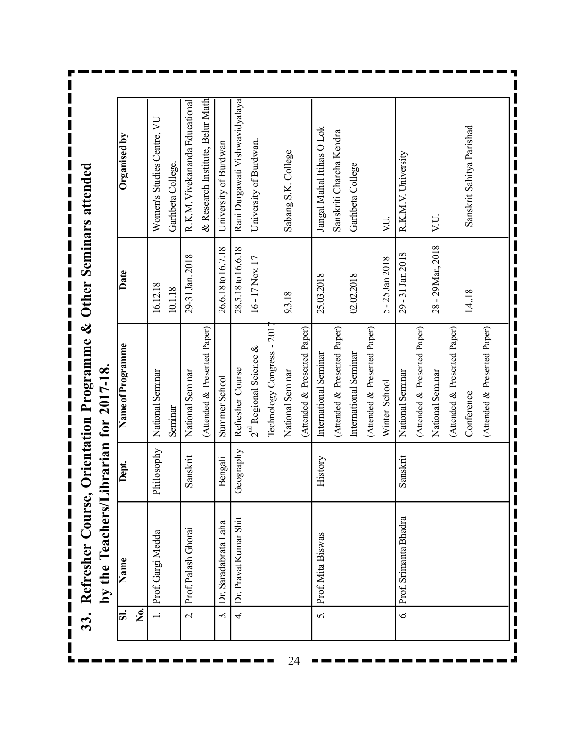# 33. Refresher Course, Orientation Programme & Other Seminars attended by the Teachers/Librarian for 2017-18.

| Sl. No. | Name | Dept. | Name of Programme | Date | Organised by |
|---|---|---|---|---|---|
| 1. | Prof. Gargi Medda | Philosophy | National Seminar | 16.12.18 | Women's Studies Centre, VU |
| | | | Seminar | 10.1.18 | Garhbeta College. |
| 2 | Prof. Palash Ghorai | Sanskrit | National Seminar (Attended & Presented Paper) | 29-31 Jan. 2018 | R.K.M. Vivekananda Educational & Research Institute, Belur Math |
| 3. | Dr. Saradabrata Laha | Bengali | Summer School | 26.6.18 to 16.7.18 | University of Burdwan |
| 4. | Dr. Pravat Kumar Shit | Geography | Refresher Course | 28.5.18 to 16.6.18 | Rani Durgawati Vishwavidyalaya |
| | | | 2nd Regional Science & Technology Congress - 2017 | 16 - 17 Nov. 17 | University of Burdwan. |
| | | | National Seminar (Attended & Presented Paper) | 9.3.18 | Sabang S.K. College |
| 5. | Prof. Mita Biswas | History | International Seminar (Attended & Presented Paper) | 25.03.2018 | Jangal Mahal Itihas O Lok Sanskriti Charcha Kendra |
| | | | International Seminar (Attended & Presented Paper) | 02.02.2018 | Garhbeta College |
| | | | Winter School | 5 - 25 Jan 2018 | V.U. |
| 6. | Prof. Srimanta Bhadra | Sanskrit | National Seminar (Attended & Presented Paper) | 29 - 31 Jan 2018 | R.K.M. V. University |
| | | | National Seminar (Attended & Presented Paper) | 28 - 29 Mar., 2018 | V.U. |
| | | | Conference (Attended & Presented Paper) | 1.4..18 | Sanskrit Sahitya Parishad |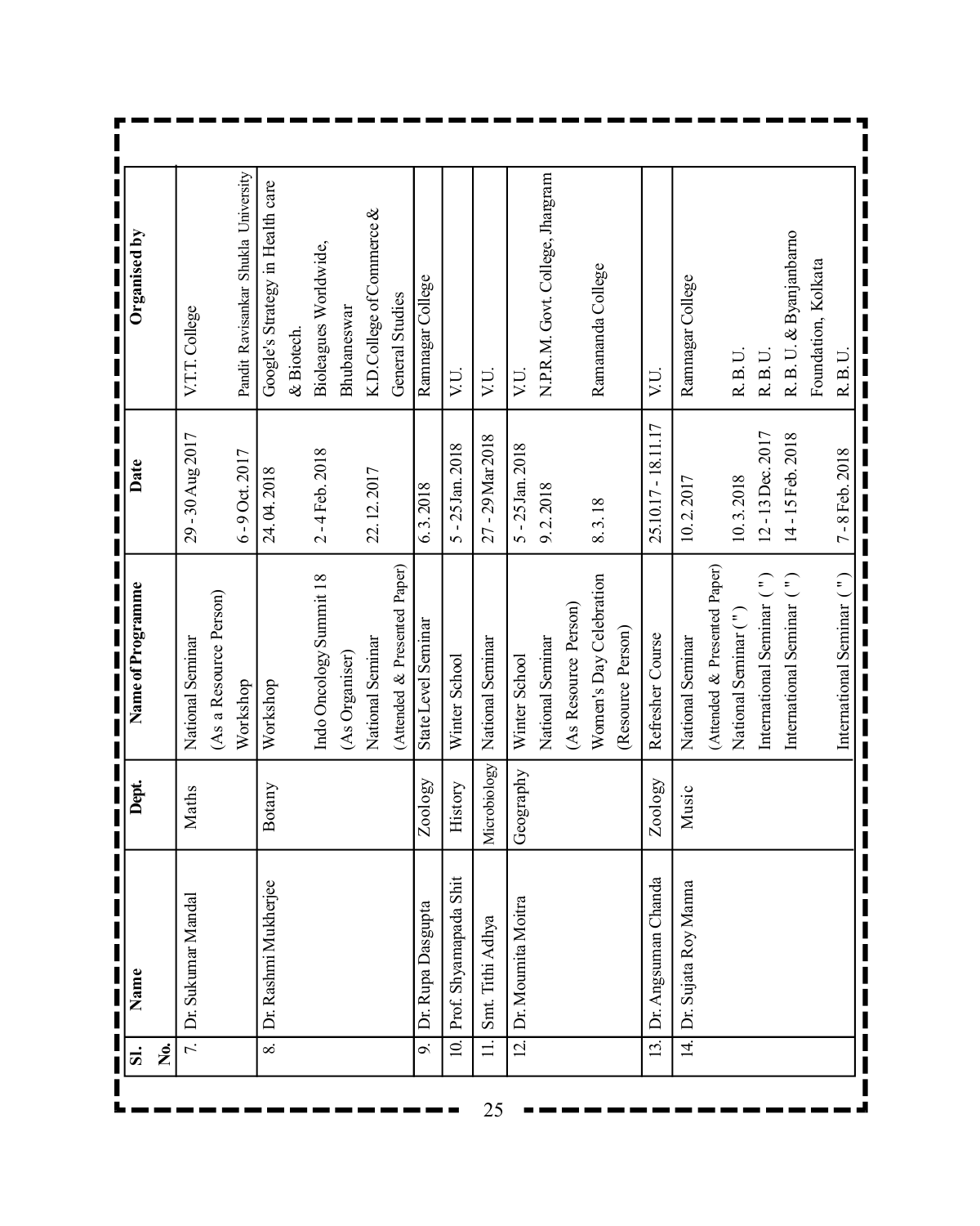| Sl. No. | Name | Dept. | Name of Programme | Date | Organised by |
|---|---|---|---|---|---|
| 7. | Dr. Sukumar Mandal | Maths | National Seminar (As a Resource Person) | 29 - 30 Aug 2017 | V.T.T. College |
| | | | Workshop | 6 - 9 Oct. 2017 | Pandit Ravisankar Shukla University |
| 8. | Dr. Rashmi Mukherjee | Botany | Workshop | 24. 04. 2018 | Google's Strategy in Health care & Biotech. |
| | | | Indo Oncology Summit 18 (As Organiser) | 2 - 4 Feb. 2018 | Bioleagues Worldwide, Bhubaneswar |
| | | | National Seminar (Attended & Presented Paper) | 22. 12. 2017 | K.D.College of Commerce & General Studies |
| 9. | Dr. Rupa Dasgupta | Zoology | State Level Seminar | 6. 3. 2018 | Ramnagar College |
| 10. | Prof. Shyamapada Shit | History | Winter School | 5 - 25 Jan. 2018 | V.U. |
| 11. | Smt. Tithi Adhya | Microbiology | National Seminar | 27 - 29 Mar 2018 | V.U. |
| 12. | Dr. Moumita Moitra | Geography | Winter School | 5 - 25 Jan. 2018 | V.U. |
| | | | National Seminar (As Resource Person) | 9. 2. 2018 | N.P.R.M. Govt. College, Jhargram |
| | | | Women's Day Celebration (Resource Person) | 8. 3. 18 | Ramananda College |
| 13. | Dr. Angsuman Chanda | Zoology | Refresher Course | 25.10.17 - 18.11.17 | V.U. |
| 14. | Dr. Sujata Roy Manna | Music | National Seminar (Attended & Presented Paper) | 10. 2. 2017 | Ramnagar College |
| | | | National Seminar (") | 10. 3. 2018 | R. B. U. |
| | | | International Seminar (") | 12 - 13 Dec. 2017 | R. B. U. |
| | | | International Seminar (") | 14 - 15 Feb. 2018 | R. B. U. & Byanjanbarno Foundation, Kolkata |
| | | | International Seminar (") | 7 - 8 Feb. 2018 | R. B. U. |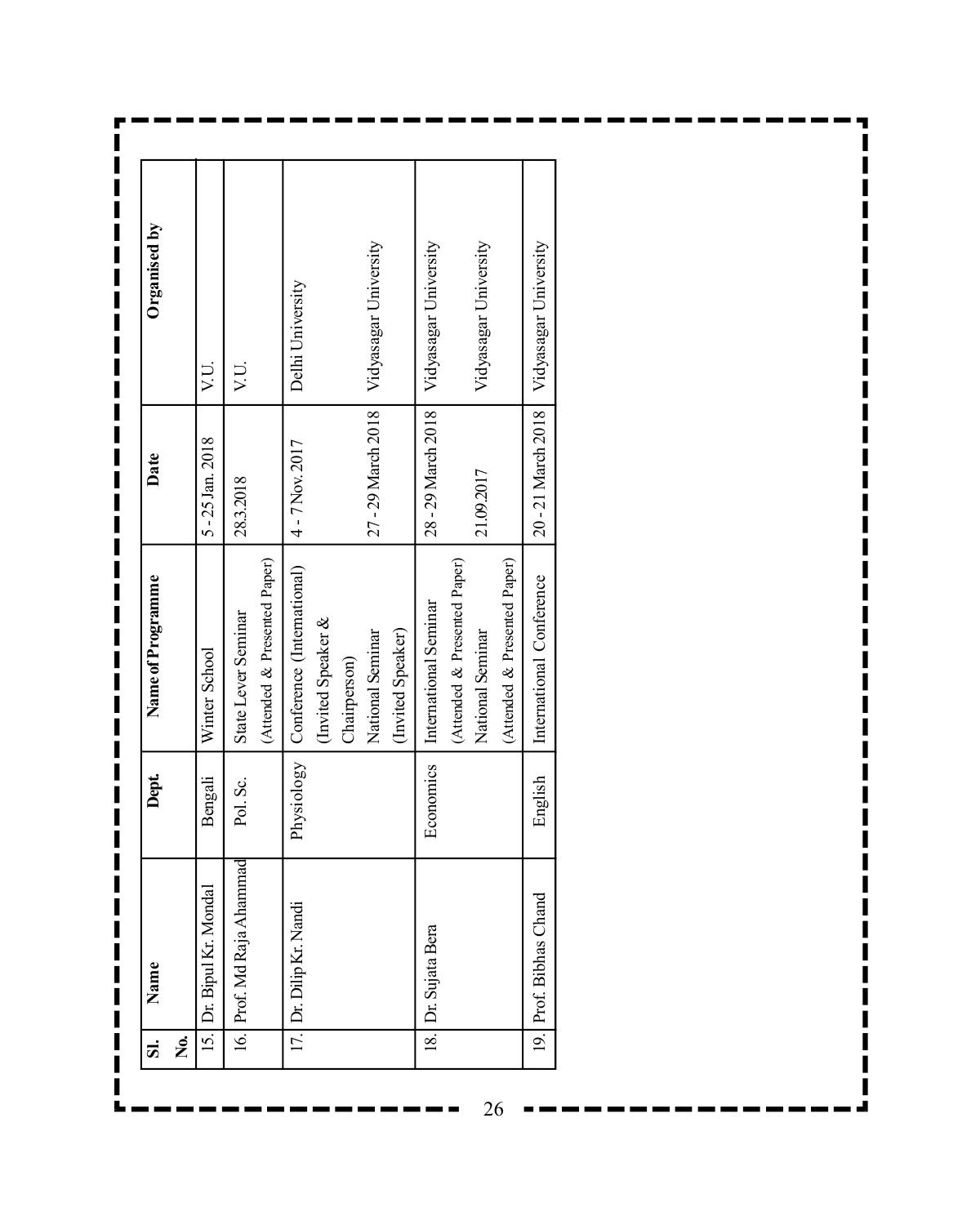| Sl. No. | Name | Dept. | Name of Programme | Date | Organised by |
|---|---|---|---|---|---|
| 15. | Dr. Bipul Kr. Mondal | Bengali | Winter School | 5 - 25 Jan. 2018 | V.U. |
| 16. | Prof. Md Raja Ahammad | Pol. Sc. | State Lever Seminar (Attended & Presented Paper) | 28.3.2018 | V.U. |
| 17. | Dr. Dilip Kr. Nandi | Physiology | Conference (International) (Invited Speaker & Chairperson) | 4 - 7 Nov. 2017 | Delhi University |
| | | | National Seminar (Invited Speaker) | 27 - 29 March 2018 | Vidyasagar University |
| 18. | Dr. Sujata Bera | Economics | International Seminar (Attended & Presented Paper) | 28 - 29 March 2018 | Vidyasagar University |
| | | | National Seminar (Attended & Presented Paper) | 21.09.2017 | Vidyasagar University |
| 19. | Prof. Bibhas Chand | English | International Conference | 20 - 21 March 2018 | Vidyasagar University |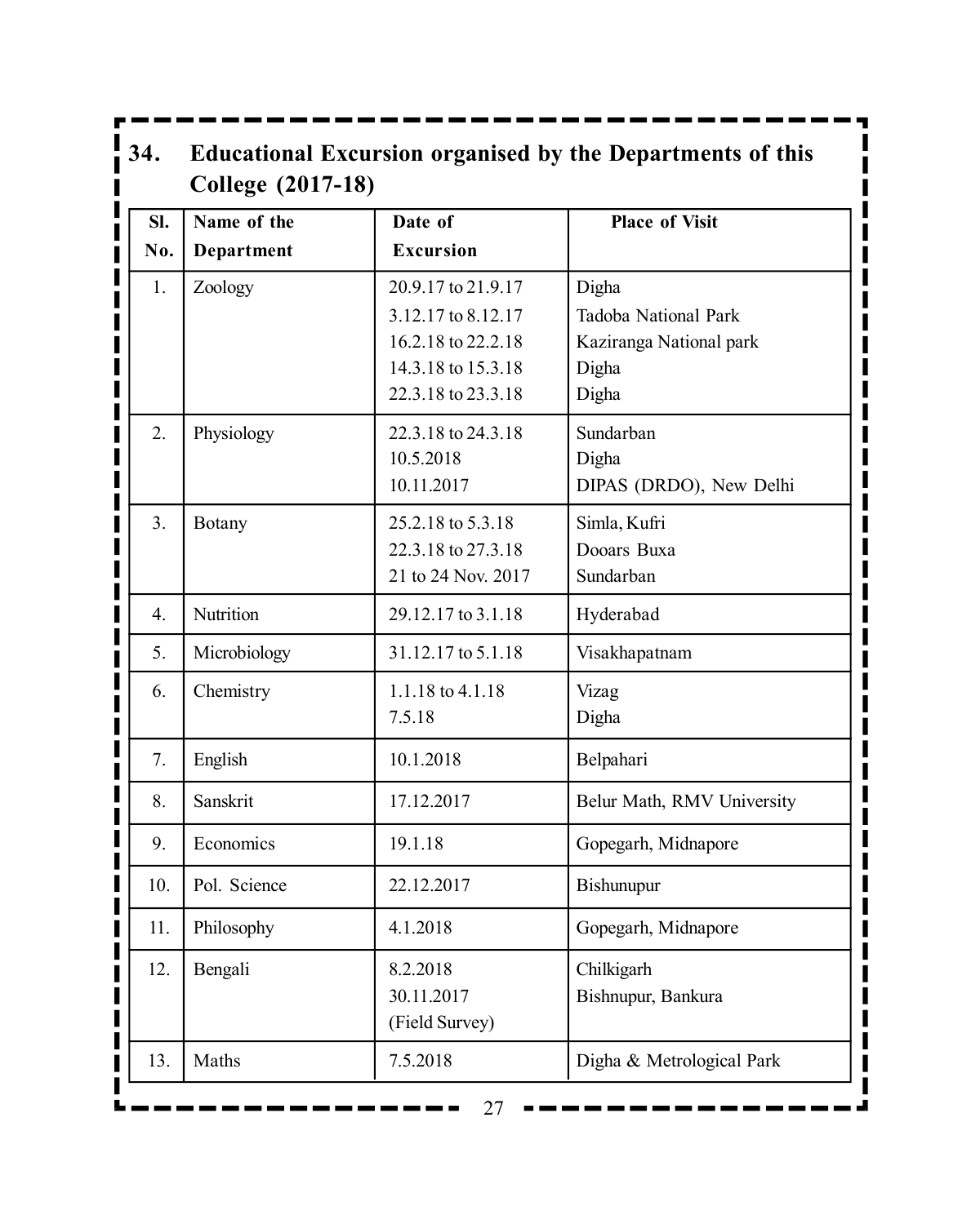## 34. Educational Excursion organised by the Departments of this College (2017-18)

| Sl. No. | Name of the Department | Date of Excursion | Place of Visit |
|---|---|---|---|
| 1. | Zoology | 20.9.17 to 21.9.17<br>3.12.17 to 8.12.17<br>16.2.18 to 22.2.18<br>14.3.18 to 15.3.18<br>22.3.18 to 23.3.18 | Digha<br>Tadoba National Park<br>Kaziranga National park<br>Digha<br>Digha |
| 2. | Physiology | 22.3.18 to 24.3.18<br>10.5.2018<br>10.11.2017 | Sundarban<br>Digha<br>DIPAS (DRDO), New Delhi |
| 3. | Botany | 25.2.18 to 5.3.18<br>22.3.18 to 27.3.18<br>21 to 24 Nov. 2017 | Simla, Kufri<br>Dooars Buxa<br>Sundarban |
| 4. | Nutrition | 29.12.17 to 3.1.18 | Hyderabad |
| 5. | Microbiology | 31.12.17 to 5.1.18 | Visakhapatnam |
| 6. | Chemistry | 1.1.18 to 4.1.18<br>7.5.18 | Vizag<br>Digha |
| 7. | English | 10.1.2018 | Belpahari |
| 8. | Sanskrit | 17.12.2017 | Belur Math, RMV University |
| 9. | Economics | 19.1.18 | Gopegarh, Midnapore |
| 10. | Pol. Science | 22.12.2017 | Bishunupur |
| 11. | Philosophy | 4.1.2018 | Gopegarh, Midnapore |
| 12. | Bengali | 8.2.2018<br>30.11.2017<br>(Field Survey) | Chilkigarh<br>Bishnupur, Bankura |
| 13. | Maths | 7.5.2018 | Digha & Metrological Park |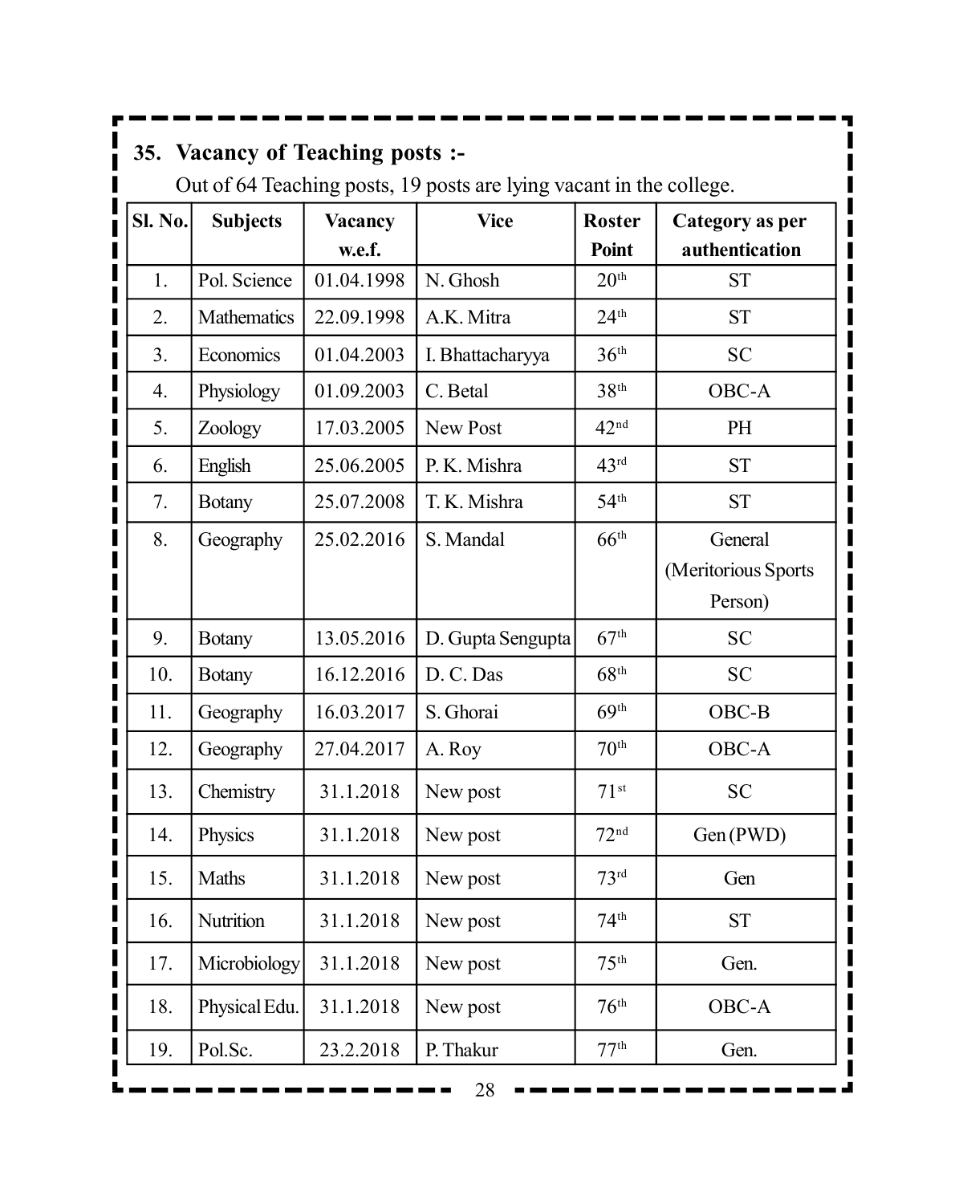## 35. Vacancy of Teaching posts :-

Out of 64 Teaching posts, 19 posts are lying vacant in the college.

| Sl. No. | Subjects | Vacancy w.e.f. | Vice | Roster Point | Category as per authentication |
|---|---|---|---|---|---|
| 1. | Pol. Science | 01.04.1998 | N. Ghosh | 20th | ST |
| 2. | Mathematics | 22.09.1998 | A.K. Mitra | 24th | ST |
| 3. | Economics | 01.04.2003 | I. Bhattacharyya | 36th | SC |
| 4. | Physiology | 01.09.2003 | C. Betal | 38th | OBC-A |
| 5. | Zoology | 17.03.2005 | New Post | 42nd | PH |
| 6. | English | 25.06.2005 | P. K. Mishra | 43rd | ST |
| 7. | Botany | 25.07.2008 | T. K. Mishra | 54th | ST |
| 8. | Geography | 25.02.2016 | S. Mandal | 66th | General (Meritorious Sports Person) |
| 9. | Botany | 13.05.2016 | D. Gupta Sengupta | 67th | SC |
| 10. | Botany | 16.12.2016 | D. C. Das | 68th | SC |
| 11. | Geography | 16.03.2017 | S. Ghorai | 69th | OBC-B |
| 12. | Geography | 27.04.2017 | A. Roy | 70th | OBC-A |
| 13. | Chemistry | 31.1.2018 | New post | 71st | SC |
| 14. | Physics | 31.1.2018 | New post | 72nd | Gen (PWD) |
| 15. | Maths | 31.1.2018 | New post | 73rd | Gen |
| 16. | Nutrition | 31.1.2018 | New post | 74th | ST |
| 17. | Microbiology | 31.1.2018 | New post | 75th | Gen. |
| 18. | Physical Edu. | 31.1.2018 | New post | 76th | OBC-A |
| 19. | Pol.Sc. | 23.2.2018 | P. Thakur | 77th | Gen. |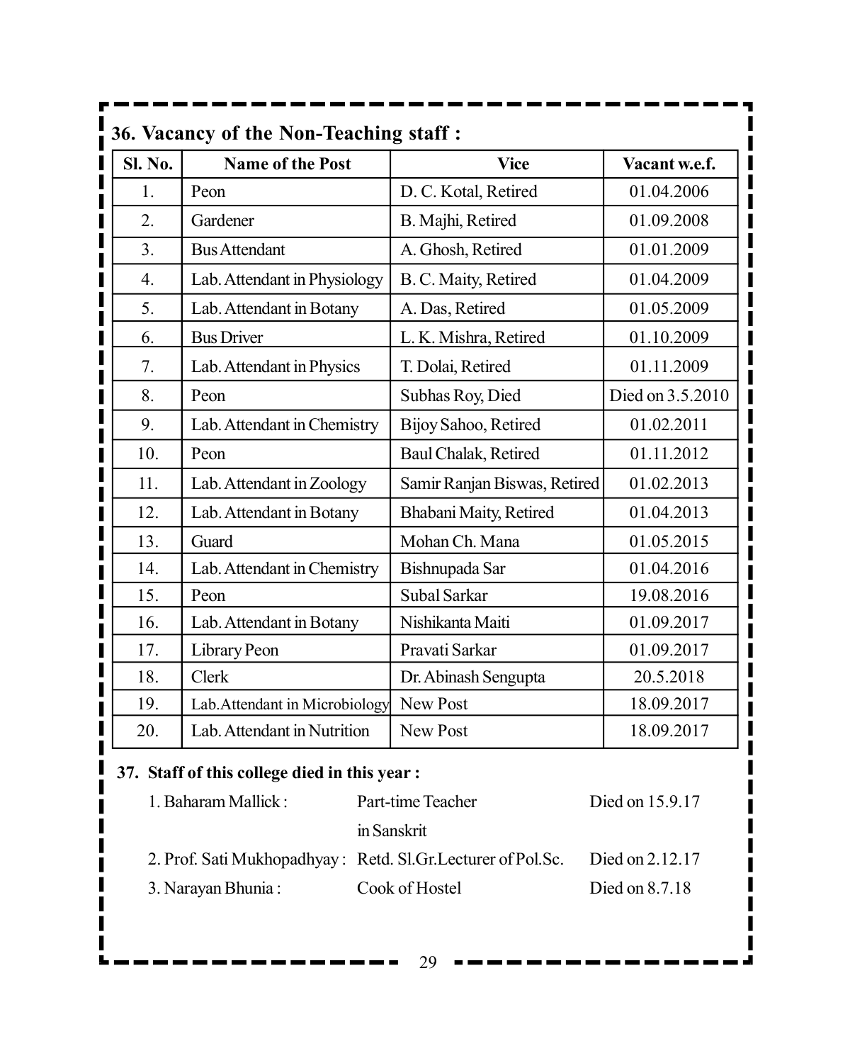## 36. Vacancy of the Non-Teaching staff :

| Sl. No. | Name of the Post | Vice | Vacant w.e.f. |
|---|---|---|---|
| 1. | Peon | D. C. Kotal, Retired | 01.04.2006 |
| 2. | Gardener | B. Majhi, Retired | 01.09.2008 |
| 3. | Bus Attendant | A. Ghosh, Retired | 01.01.2009 |
| 4. | Lab. Attendant in Physiology | B. C. Maity, Retired | 01.04.2009 |
| 5. | Lab. Attendant in Botany | A. Das, Retired | 01.05.2009 |
| 6. | Bus Driver | L. K. Mishra, Retired | 01.10.2009 |
| 7. | Lab. Attendant in Physics | T. Dolai, Retired | 01.11.2009 |
| 8. | Peon | Subhas Roy, Died | Died on 3.5.2010 |
| 9. | Lab. Attendant in Chemistry | Bijoy Sahoo, Retired | 01.02.2011 |
| 10. | Peon | Baul Chalak, Retired | 01.11.2012 |
| 11. | Lab. Attendant in Zoology | Samir Ranjan Biswas, Retired | 01.02.2013 |
| 12. | Lab. Attendant in Botany | Bhabani Maity, Retired | 01.04.2013 |
| 13. | Guard | Mohan Ch. Mana | 01.05.2015 |
| 14. | Lab. Attendant in Chemistry | Bishnupada Sar | 01.04.2016 |
| 15. | Peon | Subal Sarkar | 19.08.2016 |
| 16. | Lab. Attendant in Botany | Nishikanta Maiti | 01.09.2017 |
| 17. | Library Peon | Pravati Sarkar | 01.09.2017 |
| 18. | Clerk | Dr. Abinash Sengupta | 20.5.2018 |
| 19. | Lab.Attendant in Microbiology | New Post | 18.09.2017 |
| 20. | Lab. Attendant in Nutrition | New Post | 18.09.2017 |

## 37. Staff of this college died in this year :

1. Baharam Mallick : Part-time Teacher in Sanskrit — Died on 15.9.17
2. Prof. Sati Mukhopadhyay : Retd. Sl.Gr.Lecturer of Pol.Sc. — Died on 2.12.17
3. Narayan Bhunia : Cook of Hostel — Died on 8.7.18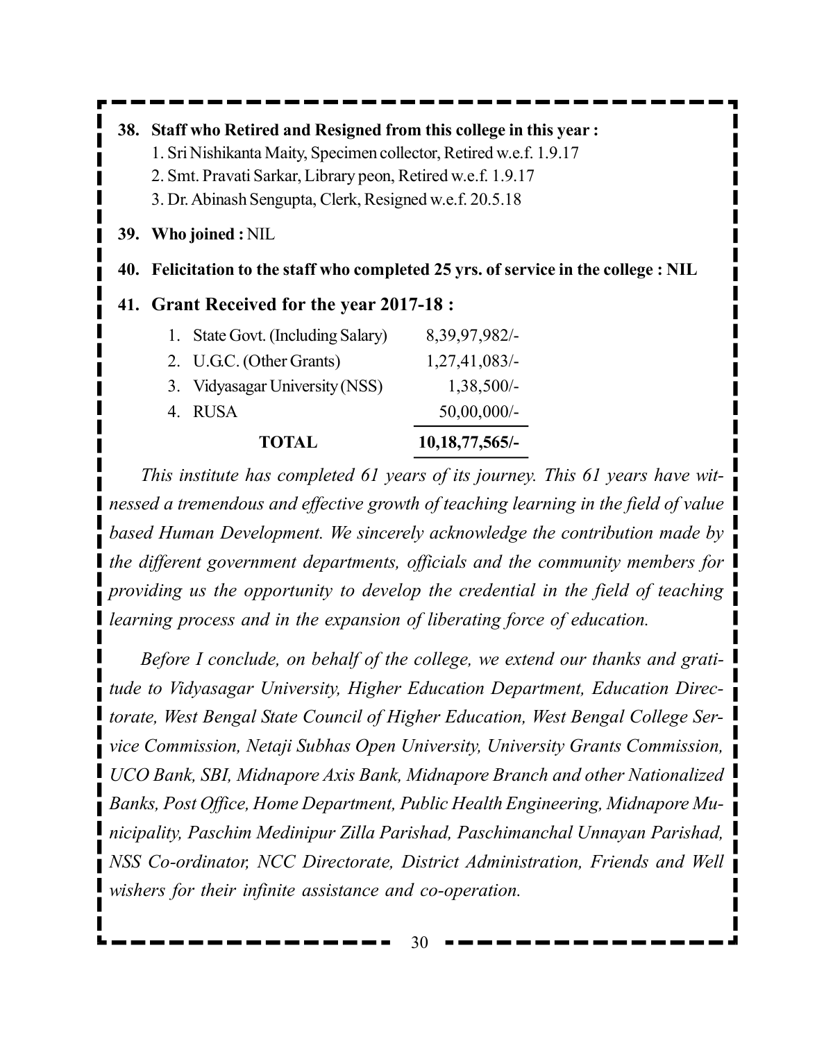**38. Staff who Retired and Resigned from this college in this year :**

1. Sri Nishikanta Maity, Specimen collector, Retired w.e.f. 1.9.17
2. Smt. Pravati Sarkar, Library peon, Retired w.e.f. 1.9.17
3. Dr. Abinash Sengupta, Clerk, Resigned w.e.f. 20.5.18

**39. Who joined :** NIL

**40. Felicitation to the staff who completed 25 yrs. of service in the college : NIL**

## 41. Grant Received for the year 2017-18 :

| | Source | Amount |
|---|---|---|
| 1. | State Govt. (Including Salary) | 8,39,97,982/- |
| 2. | U.G.C. (Other Grants) | 1,27,41,083/- |
| 3. | Vidyasagar University (NSS) | 1,38,500/- |
| 4. | RUSA | 50,00,000/- |
| | **TOTAL** | **10,18,77,565/-** |

*This institute has completed 61 years of its journey. This 61 years have witnessed a tremendous and effective growth of teaching learning in the field of value based Human Development. We sincerely acknowledge the contribution made by the different government departments, officials and the community members for providing us the opportunity to develop the credential in the field of teaching learning process and in the expansion of liberating force of education.*

*Before I conclude, on behalf of the college, we extend our thanks and gratitude to Vidyasagar University, Higher Education Department, Education Directorate, West Bengal State Council of Higher Education, West Bengal College Service Commission, Netaji Subhas Open University, University Grants Commission, UCO Bank, SBI, Midnapore Axis Bank, Midnapore Branch and other Nationalized Banks, Post Office, Home Department, Public Health Engineering, Midnapore Municipality, Paschim Medinipur Zilla Parishad, Paschimanchal Unnayan Parishad, NSS Co-ordinator, NCC Directorate, District Administration, Friends and Well wishers for their infinite assistance and co-operation.*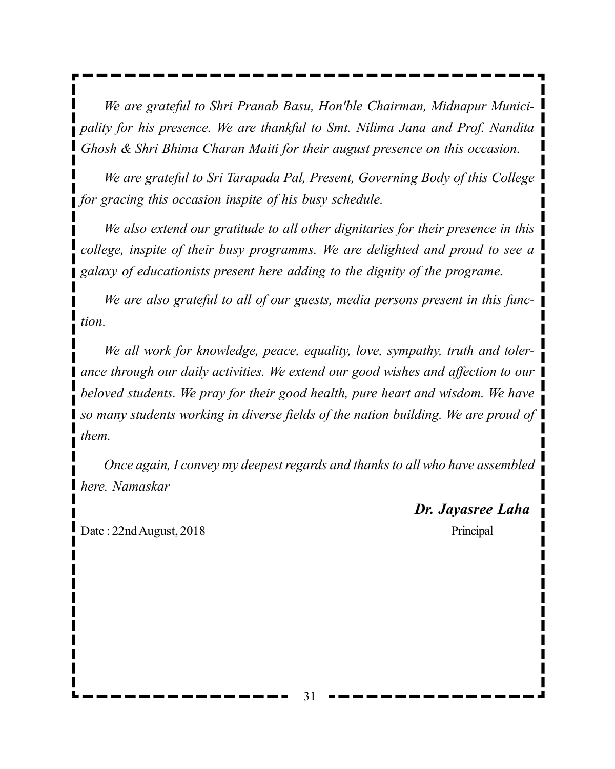*We are grateful to Shri Pranab Basu, Hon'ble Chairman, Midnapur Municipality for his presence. We are thankful to Smt. Nilima Jana and Prof. Nandita Ghosh & Shri Bhima Charan Maiti for their august presence on this occasion.*

*We are grateful to Sri Tarapada Pal, Present, Governing Body of this College for gracing this occasion inspite of his busy schedule.*

*We also extend our gratitude to all other dignitaries for their presence in this college, inspite of their busy programms. We are delighted and proud to see a galaxy of educationists present here adding to the dignity of the programe.*

*We are also grateful to all of our guests, media persons present in this function.*

*We all work for knowledge, peace, equality, love, sympathy, truth and tolerance through our daily activities. We extend our good wishes and affection to our beloved students. We pray for their good health, pure heart and wisdom. We have so many students working in diverse fields of the nation building. We are proud of them.*

*Once again, I convey my deepest regards and thanks to all who have assembled here. Namaskar*

***Dr. Jayasree Laha***
Principal

Date : 22nd August, 2018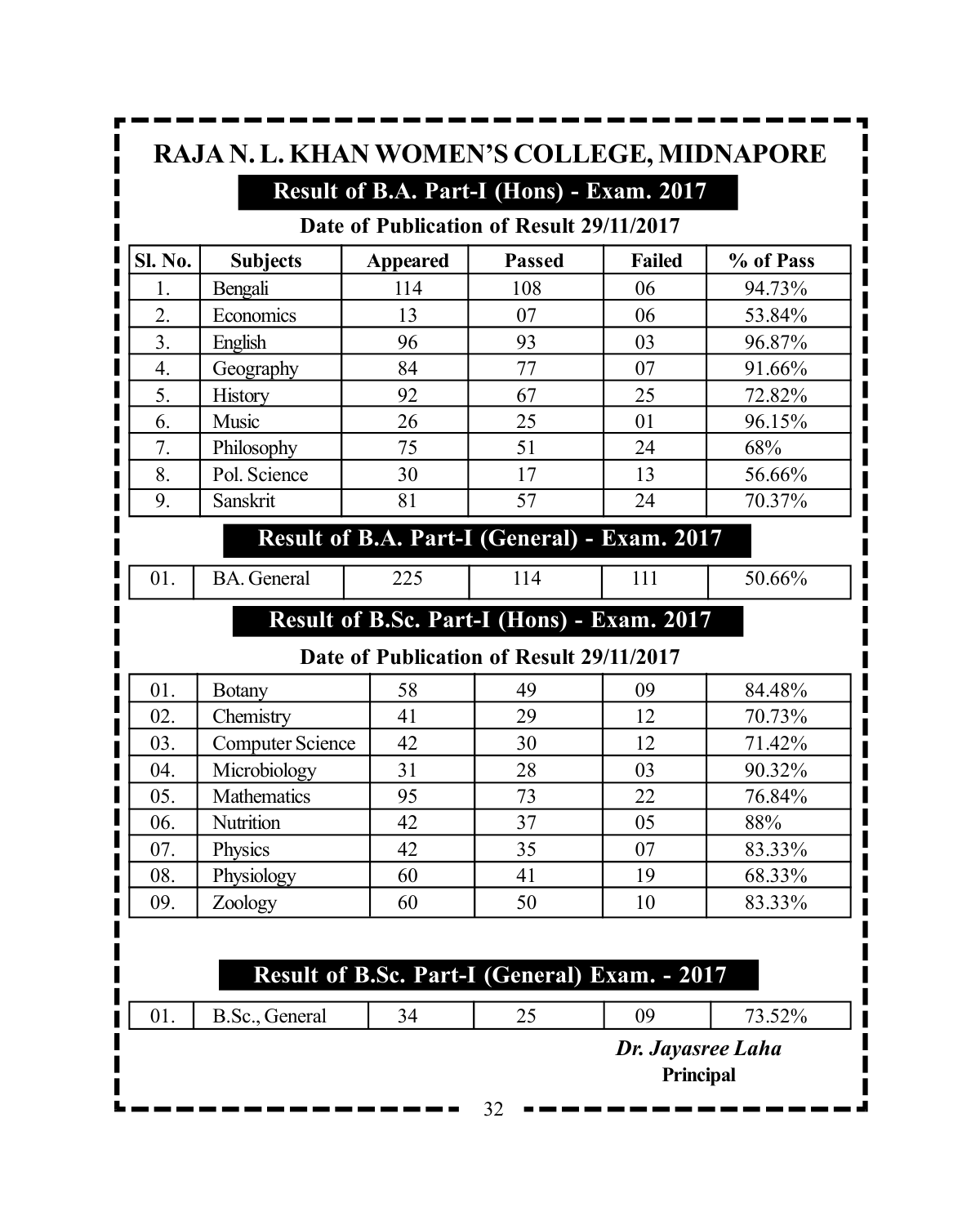# RAJA N. L. KHAN WOMEN'S COLLEGE, MIDNAPORE

## Result of B.A. Part-I (Hons) - Exam. 2017

**Date of Publication of Result 29/11/2017**

| Sl. No. | Subjects | Appeared | Passed | Failed | % of Pass |
|---|---|---|---|---|---|
| 1. | Bengali | 114 | 108 | 06 | 94.73% |
| 2. | Economics | 13 | 07 | 06 | 53.84% |
| 3. | English | 96 | 93 | 03 | 96.87% |
| 4. | Geography | 84 | 77 | 07 | 91.66% |
| 5. | History | 92 | 67 | 25 | 72.82% |
| 6. | Music | 26 | 25 | 01 | 96.15% |
| 7. | Philosophy | 75 | 51 | 24 | 68% |
| 8. | Pol. Science | 30 | 17 | 13 | 56.66% |
| 9. | Sanskrit | 81 | 57 | 24 | 70.37% |

## Result of B.A. Part-I (General) - Exam. 2017

| Sl. No. | Subjects | Appeared | Passed | Failed | % of Pass |
|---|---|---|---|---|---|
| 01. | BA. General | 225 | 114 | 111 | 50.66% |

## Result of B.Sc. Part-I (Hons) - Exam. 2017

**Date of Publication of Result 29/11/2017**

| Sl. No. | Subjects | Appeared | Passed | Failed | % of Pass |
|---|---|---|---|---|---|
| 01. | Botany | 58 | 49 | 09 | 84.48% |
| 02. | Chemistry | 41 | 29 | 12 | 70.73% |
| 03. | Computer Science | 42 | 30 | 12 | 71.42% |
| 04. | Microbiology | 31 | 28 | 03 | 90.32% |
| 05. | Mathematics | 95 | 73 | 22 | 76.84% |
| 06. | Nutrition | 42 | 37 | 05 | 88% |
| 07. | Physics | 42 | 35 | 07 | 83.33% |
| 08. | Physiology | 60 | 41 | 19 | 68.33% |
| 09. | Zoology | 60 | 50 | 10 | 83.33% |

## Result of B.Sc. Part-I (General) Exam. - 2017

| Sl. No. | Subjects | Appeared | Passed | Failed | % of Pass |
|---|---|---|---|---|---|
| 01. | B.Sc., General | 34 | 25 | 09 | 73.52% |

*Dr. Jayasree Laha*
**Principal**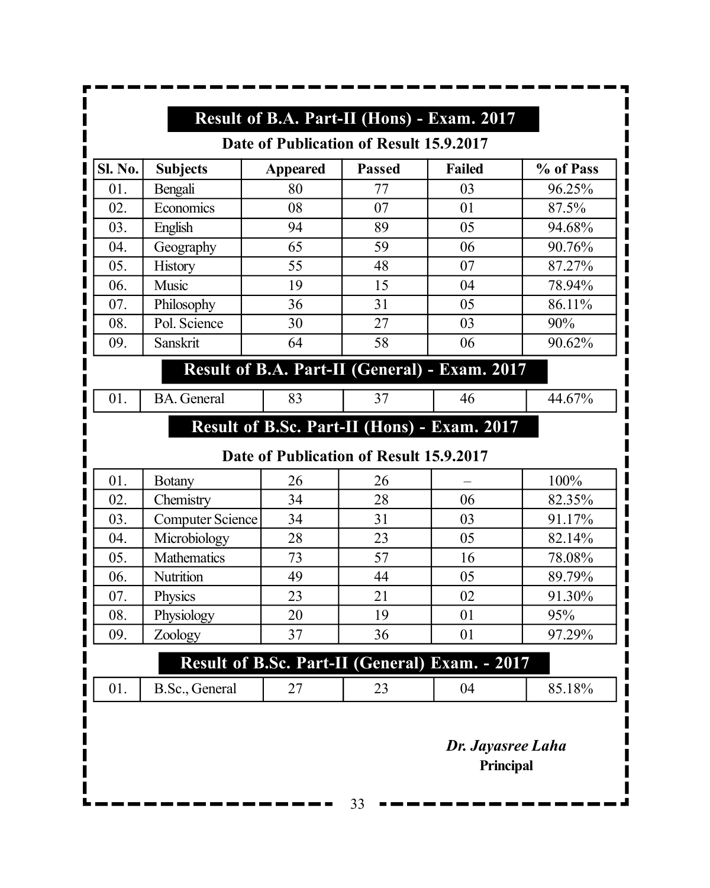## Result of B.A. Part-II (Hons) - Exam. 2017

**Date of Publication of Result 15.9.2017**

| Sl. No. | Subjects | Appeared | Passed | Failed | % of Pass |
|---|---|---|---|---|---|
| 01. | Bengali | 80 | 77 | 03 | 96.25% |
| 02. | Economics | 08 | 07 | 01 | 87.5% |
| 03. | English | 94 | 89 | 05 | 94.68% |
| 04. | Geography | 65 | 59 | 06 | 90.76% |
| 05. | History | 55 | 48 | 07 | 87.27% |
| 06. | Music | 19 | 15 | 04 | 78.94% |
| 07. | Philosophy | 36 | 31 | 05 | 86.11% |
| 08. | Pol. Science | 30 | 27 | 03 | 90% |
| 09. | Sanskrit | 64 | 58 | 06 | 90.62% |

## Result of B.A. Part-II (General) - Exam. 2017

| Sl. No. | Subjects | Appeared | Passed | Failed | % of Pass |
|---|---|---|---|---|---|
| 01. | BA. General | 83 | 37 | 46 | 44.67% |

## Result of B.Sc. Part-II (Hons) - Exam. 2017

**Date of Publication of Result 15.9.2017**

| Sl. No. | Subjects | Appeared | Passed | Failed | % of Pass |
|---|---|---|---|---|---|
| 01. | Botany | 26 | 26 | – | 100% |
| 02. | Chemistry | 34 | 28 | 06 | 82.35% |
| 03. | Computer Science | 34 | 31 | 03 | 91.17% |
| 04. | Microbiology | 28 | 23 | 05 | 82.14% |
| 05. | Mathematics | 73 | 57 | 16 | 78.08% |
| 06. | Nutrition | 49 | 44 | 05 | 89.79% |
| 07. | Physics | 23 | 21 | 02 | 91.30% |
| 08. | Physiology | 20 | 19 | 01 | 95% |
| 09. | Zoology | 37 | 36 | 01 | 97.29% |

## Result of B.Sc. Part-II (General) Exam. - 2017

| Sl. No. | Subjects | Appeared | Passed | Failed | % of Pass |
|---|---|---|---|---|---|
| 01. | B.Sc., General | 27 | 23 | 04 | 85.18% |

***Dr. Jayasree Laha***
**Principal**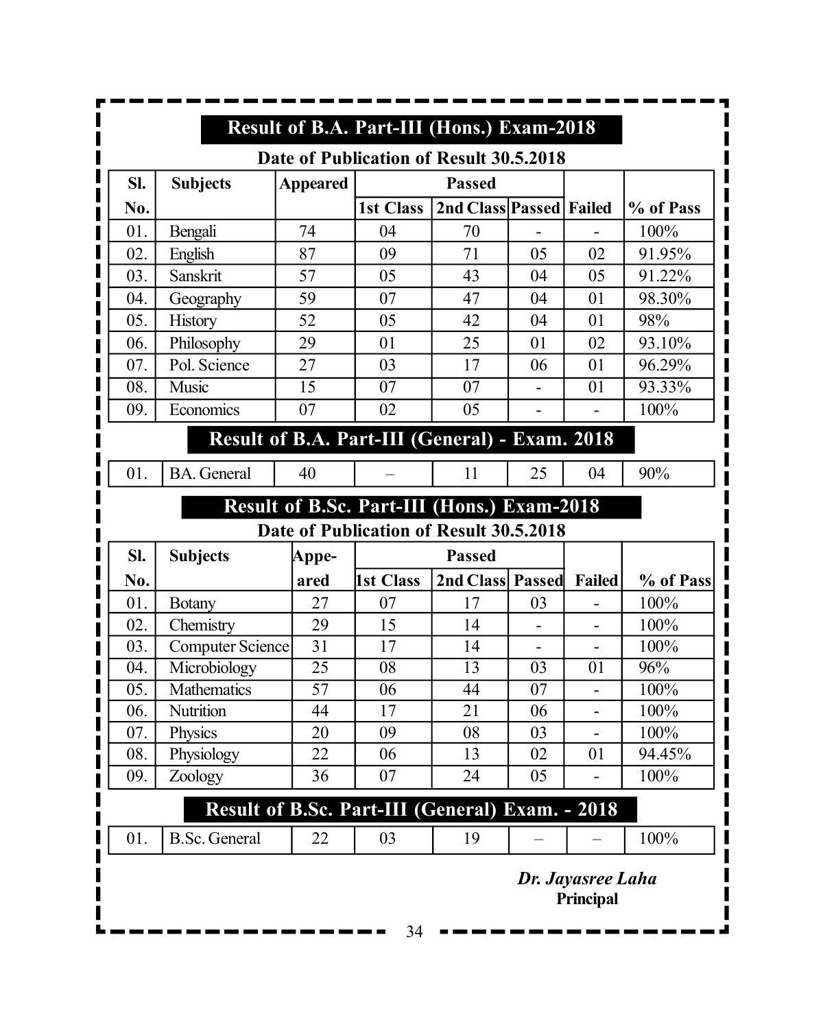## Result of B.A. Part-III (Hons.) Exam-2018

**Date of Publication of Result 30.5.2018**

| Sl. | Subjects | Appeared | Passed | | | | |
|---|---|---|---|---|---|---|---|
| No. | | | 1st Class | 2nd Class | Passed | Failed | % of Pass |
| 01. | Bengali | 74 | 04 | 70 | - | - | 100% |
| 02. | English | 87 | 09 | 71 | 05 | 02 | 91.95% |
| 03. | Sanskrit | 57 | 05 | 43 | 04 | 05 | 91.22% |
| 04. | Geography | 59 | 07 | 47 | 04 | 01 | 98.30% |
| 05. | History | 52 | 05 | 42 | 04 | 01 | 98% |
| 06. | Philosophy | 29 | 01 | 25 | 01 | 02 | 93.10% |
| 07. | Pol. Science | 27 | 03 | 17 | 06 | 01 | 96.29% |
| 08. | Music | 15 | 07 | 07 | - | 01 | 93.33% |
| 09. | Economics | 07 | 02 | 05 | - | - | 100% |

## Result of B.A. Part-III (General) - Exam. 2018

| Sl. No. | Subjects | Appeared | 1st Class | 2nd Class | Passed | Failed | % of Pass |
|---|---|---|---|---|---|---|---|
| 01. | BA. General | 40 | – | 11 | 25 | 04 | 90% |

## Result of B.Sc. Part-III (Hons.) Exam-2018

**Date of Publication of Result 30.5.2018**

| Sl. | Subjects | Appe- | Passed | | | | |
|---|---|---|---|---|---|---|---|
| No. | | ared | 1st Class | 2nd Class | Passed | Failed | % of Pass |
| 01. | Botany | 27 | 07 | 17 | 03 | - | 100% |
| 02. | Chemistry | 29 | 15 | 14 | - | - | 100% |
| 03. | Computer Science | 31 | 17 | 14 | - | - | 100% |
| 04. | Microbiology | 25 | 08 | 13 | 03 | 01 | 96% |
| 05. | Mathematics | 57 | 06 | 44 | 07 | - | 100% |
| 06. | Nutrition | 44 | 17 | 21 | 06 | - | 100% |
| 07. | Physics | 20 | 09 | 08 | 03 | - | 100% |
| 08. | Physiology | 22 | 06 | 13 | 02 | 01 | 94.45% |
| 09. | Zoology | 36 | 07 | 24 | 05 | - | 100% |

## Result of B.Sc. Part-III (General) Exam. - 2018

| Sl. No. | Subjects | Appeared | 1st Class | 2nd Class | Passed | Failed | % of Pass |
|---|---|---|---|---|---|---|---|
| 01. | B.Sc. General | 22 | 03 | 19 | – | – | 100% |

***Dr. Jayasree Laha***
**Principal**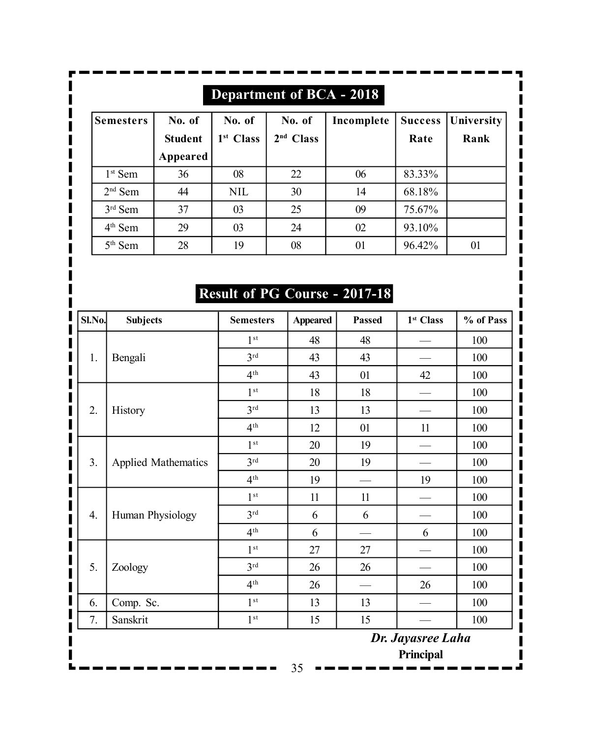## Department of BCA - 2018

| Semesters | No. of Student Appeared | No. of 1st Class | No. of 2nd Class | Incomplete | Success Rate | University Rank |
|---|---|---|---|---|---|---|
| 1st Sem | 36 | 08 | 22 | 06 | 83.33% | |
| 2nd Sem | 44 | NIL | 30 | 14 | 68.18% | |
| 3rd Sem | 37 | 03 | 25 | 09 | 75.67% | |
| 4th Sem | 29 | 03 | 24 | 02 | 93.10% | |
| 5th Sem | 28 | 19 | 08 | 01 | 96.42% | 01 |

## Result of PG Course - 2017-18

| Sl.No. | Subjects | Semesters | Appeared | Passed | 1st Class | % of Pass |
|---|---|---|---|---|---|---|
| 1. | Bengali | 1st | 48 | 48 | — | 100 |
| | | 3rd | 43 | 43 | — | 100 |
| | | 4th | 43 | 01 | 42 | 100 |
| 2. | History | 1st | 18 | 18 | — | 100 |
| | | 3rd | 13 | 13 | — | 100 |
| | | 4th | 12 | 01 | 11 | 100 |
| 3. | Applied Mathematics | 1st | 20 | 19 | — | 100 |
| | | 3rd | 20 | 19 | — | 100 |
| | | 4th | 19 | — | 19 | 100 |
| 4. | Human Physiology | 1st | 11 | 11 | — | 100 |
| | | 3rd | 6 | 6 | — | 100 |
| | | 4th | 6 | — | 6 | 100 |
| 5. | Zoology | 1st | 27 | 27 | — | 100 |
| | | 3rd | 26 | 26 | — | 100 |
| | | 4th | 26 | — | 26 | 100 |
| 6. | Comp. Sc. | 1st | 13 | 13 | — | 100 |
| 7. | Sanskrit | 1st | 15 | 15 | — | 100 |

***Dr. Jayasree Laha***
**Principal**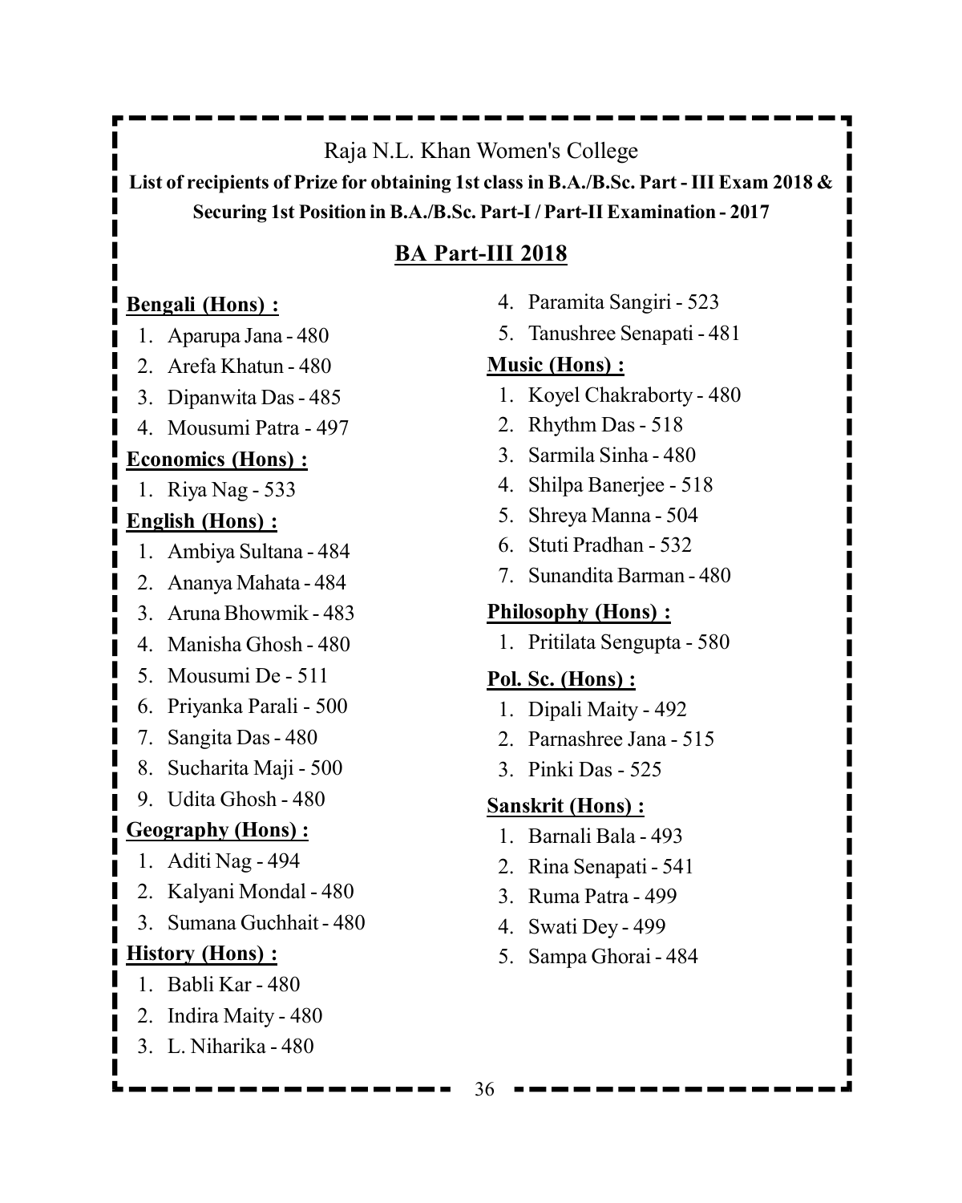Raja N.L. Khan Women's College

**List of recipients of Prize for obtaining 1st class in B.A./B.Sc. Part - III Exam 2018 & Securing 1st Position in B.A./B.Sc. Part-I / Part-II Examination - 2017**

## BA Part-III 2018

**Bengali (Hons) :**

1. Aparupa Jana - 480
2. Arefa Khatun - 480
3. Dipanwita Das - 485
4. Mousumi Patra - 497

**Economics (Hons) :**

1. Riya Nag - 533

**English (Hons) :**

1. Ambiya Sultana - 484
2. Ananya Mahata - 484
3. Aruna Bhowmik - 483
4. Manisha Ghosh - 480
5. Mousumi De - 511
6. Priyanka Parali - 500
7. Sangita Das - 480
8. Sucharita Maji - 500
9. Udita Ghosh - 480

**Geography (Hons) :**

1. Aditi Nag - 494
2. Kalyani Mondal - 480
3. Sumana Guchhait - 480

**History (Hons) :**

1. Babli Kar - 480
2. Indira Maity - 480
3. L. Niharika - 480
4. Paramita Sangiri - 523
5. Tanushree Senapati - 481

**Music (Hons) :**

1. Koyel Chakraborty - 480
2. Rhythm Das - 518
3. Sarmila Sinha - 480
4. Shilpa Banerjee - 518
5. Shreya Manna - 504
6. Stuti Pradhan - 532
7. Sunandita Barman - 480

**Philosophy (Hons) :**

1. Pritilata Sengupta - 580

**Pol. Sc. (Hons) :**

1. Dipali Maity - 492
2. Parnashree Jana - 515
3. Pinki Das - 525

**Sanskrit (Hons) :**

1. Barnali Bala - 493
2. Rina Senapati - 541
3. Ruma Patra - 499
4. Swati Dey - 499
5. Sampa Ghorai - 484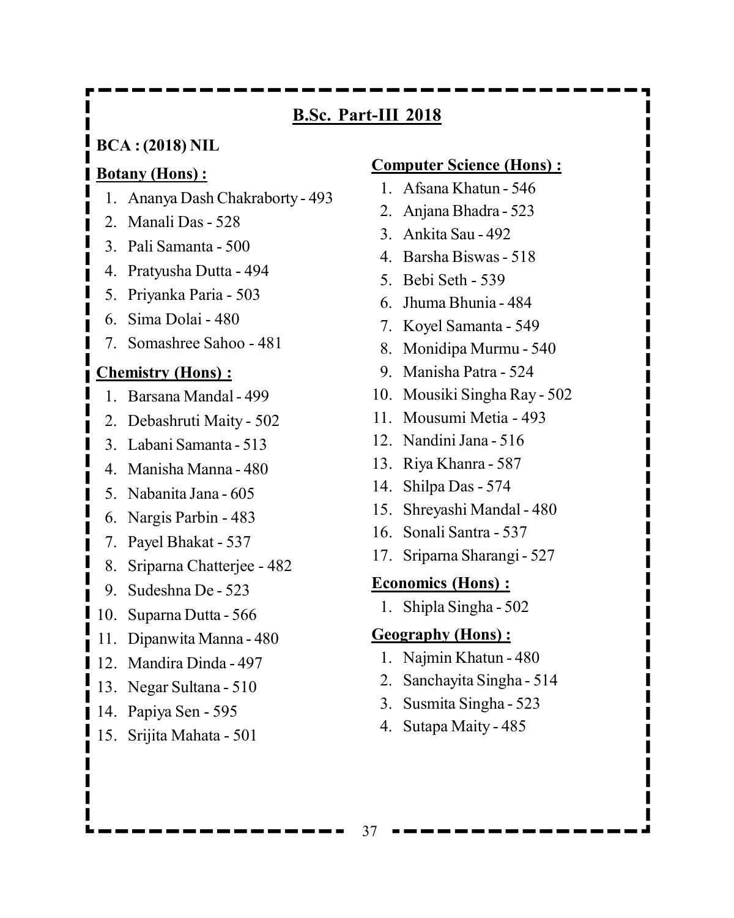## B.Sc. Part-III 2018

**BCA : (2018) NIL**

**Botany (Hons) :**

1. Ananya Dash Chakraborty - 493
2. Manali Das - 528
3. Pali Samanta - 500
4. Pratyusha Dutta - 494
5. Priyanka Paria - 503
6. Sima Dolai - 480
7. Somashree Sahoo - 481

**Chemistry (Hons) :**

1. Barsana Mandal - 499
2. Debashruti Maity - 502
3. Labani Samanta - 513
4. Manisha Manna - 480
5. Nabanita Jana - 605
6. Nargis Parbin - 483
7. Payel Bhakat - 537
8. Sriparna Chatterjee - 482
9. Sudeshna De - 523
10. Suparna Dutta - 566
11. Dipanwita Manna - 480
12. Mandira Dinda - 497
13. Negar Sultana - 510
14. Papiya Sen - 595
15. Srijita Mahata - 501

**Computer Science (Hons) :**

1. Afsana Khatun - 546
2. Anjana Bhadra - 523
3. Ankita Sau - 492
4. Barsha Biswas - 518
5. Bebi Seth - 539
6. Jhuma Bhunia - 484
7. Koyel Samanta - 549
8. Monidipa Murmu - 540
9. Manisha Patra - 524
10. Mousiki Singha Ray - 502
11. Mousumi Metia - 493
12. Nandini Jana - 516
13. Riya Khanra - 587
14. Shilpa Das - 574
15. Shreyashi Mandal - 480
16. Sonali Santra - 537
17. Sriparna Sharangi - 527

**Economics (Hons) :**

1. Shipla Singha - 502

**Geography (Hons) :**

1. Najmin Khatun - 480
2. Sanchayita Singha - 514
3. Susmita Singha - 523
4. Sutapa Maity - 485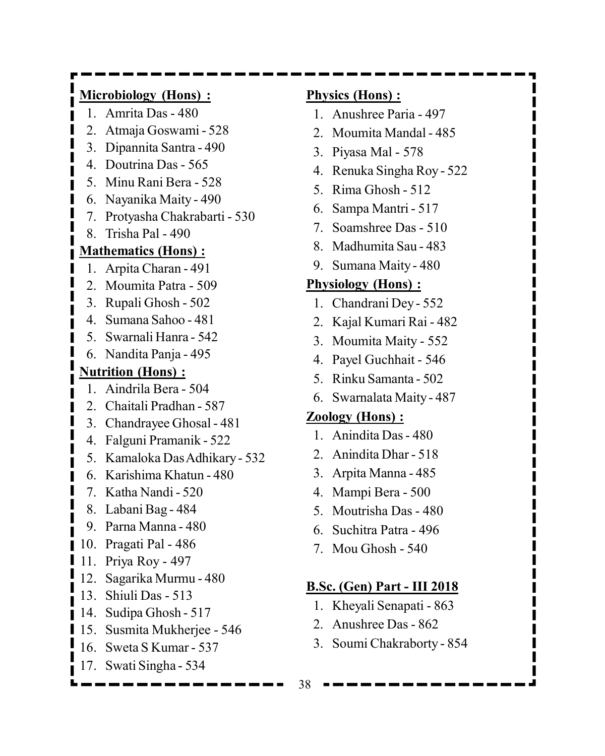**Microbiology (Hons) :**

1. Amrita Das - 480
2. Atmaja Goswami - 528
3. Dipannita Santra - 490
4. Doutrina Das - 565
5. Minu Rani Bera - 528
6. Nayanika Maity - 490
7. Protyasha Chakrabarti - 530
8. Trisha Pal - 490

**Mathematics (Hons) :**

1. Arpita Charan - 491
2. Moumita Patra - 509
3. Rupali Ghosh - 502
4. Sumana Sahoo - 481
5. Swarnali Hanra - 542
6. Nandita Panja - 495

**Nutrition (Hons) :**

1. Aindrila Bera - 504
2. Chaitali Pradhan - 587
3. Chandrayee Ghosal - 481
4. Falguni Pramanik - 522
5. Kamaloka Das Adhikary - 532
6. Karishima Khatun - 480
7. Katha Nandi - 520
8. Labani Bag - 484
9. Parna Manna - 480
10. Pragati Pal - 486
11. Priya Roy - 497
12. Sagarika Murmu - 480
13. Shiuli Das - 513
14. Sudipa Ghosh - 517
15. Susmita Mukherjee - 546
16. Sweta S Kumar - 537
17. Swati Singha - 534

**Physics (Hons) :**

1. Anushree Paria - 497
2. Moumita Mandal - 485
3. Piyasa Mal - 578
4. Renuka Singha Roy - 522
5. Rima Ghosh - 512
6. Sampa Mantri - 517
7. Soamshree Das - 510
8. Madhumita Sau - 483
9. Sumana Maity - 480

**Physiology (Hons) :**

1. Chandrani Dey - 552
2. Kajal Kumari Rai - 482
3. Moumita Maity - 552
4. Payel Guchhait - 546
5. Rinku Samanta - 502
6. Swarnalata Maity - 487

**Zoology (Hons) :**

1. Anindita Das - 480
2. Anindita Dhar - 518
3. Arpita Manna - 485
4. Mampi Bera - 500
5. Moutrisha Das - 480
6. Suchitra Patra - 496
7. Mou Ghosh - 540

**B.Sc. (Gen) Part - III 2018**

1. Kheyali Senapati - 863
2. Anushree Das - 862
3. Soumi Chakraborty - 854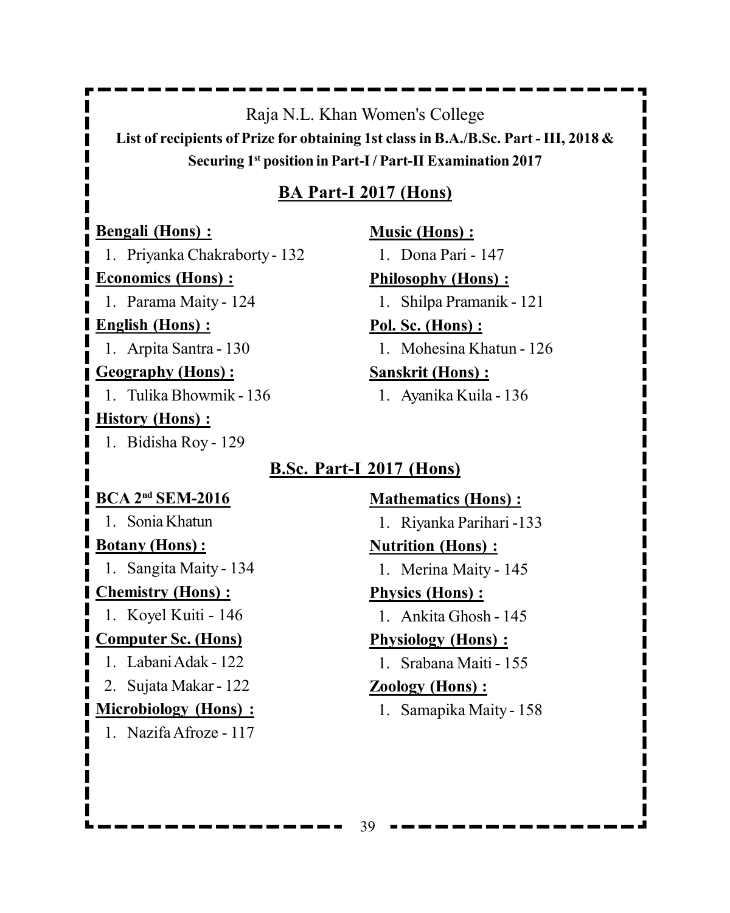Raja N.L. Khan Women's College

**List of recipients of Prize for obtaining 1st class in B.A./B.Sc. Part - III, 2018 & Securing 1st position in Part-I / Part-II Examination 2017**

## BA Part-I 2017 (Hons)

**Bengali (Hons) :**

1. Priyanka Chakraborty - 132

**Economics (Hons) :**

1. Parama Maity - 124

**English (Hons) :**

1. Arpita Santra - 130

**Geography (Hons) :**

1. Tulika Bhowmik - 136

**History (Hons) :**

1. Bidisha Roy - 129

**Music (Hons) :**

1. Dona Pari - 147

**Philosophy (Hons) :**

1. Shilpa Pramanik - 121

**Pol. Sc. (Hons) :**

1. Mohesina Khatun - 126

**Sanskrit (Hons) :**

1. Ayanika Kuila - 136

## B.Sc. Part-I 2017 (Hons)

**BCA 2nd SEM-2016**

1. Sonia Khatun

**Botany (Hons) :**

1. Sangita Maity - 134

**Chemistry (Hons) :**

1. Koyel Kuiti - 146

**Computer Sc. (Hons)**

1. Labani Adak - 122
2. Sujata Makar - 122

**Microbiology (Hons) :**

1. Nazifa Afroze - 117

**Mathematics (Hons) :**

1. Riyanka Parihari -133

**Nutrition (Hons) :**

1. Merina Maity - 145

**Physics (Hons) :**

1. Ankita Ghosh - 145

**Physiology (Hons) :**

1. Srabana Maiti - 155

**Zoology (Hons) :**

1. Samapika Maity - 158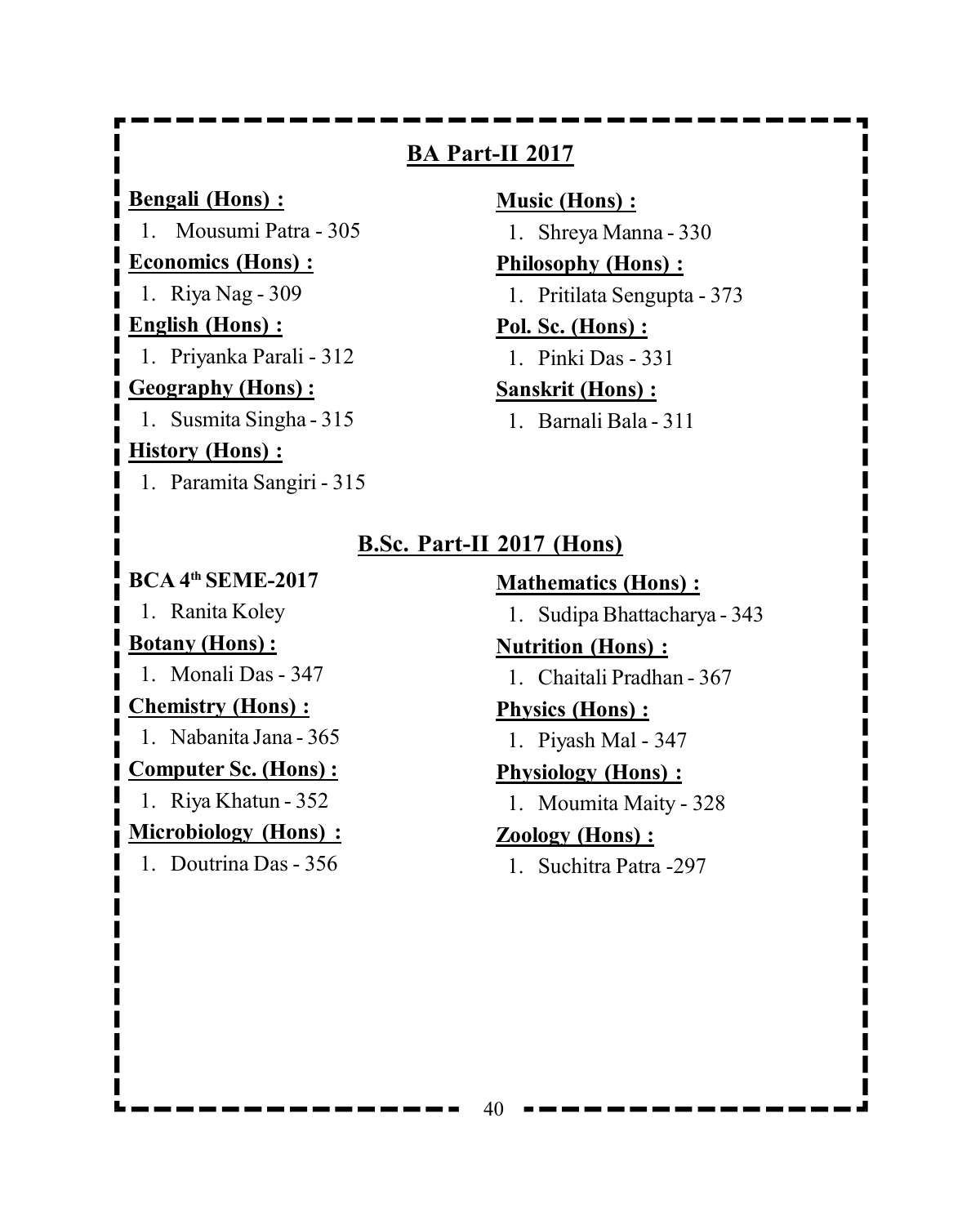## BA Part-II 2017

**Bengali (Hons) :**

1. Mousumi Patra - 305

**Economics (Hons) :**

1. Riya Nag - 309

**English (Hons) :**

1. Priyanka Parali - 312

**Geography (Hons) :**

1. Susmita Singha - 315

**History (Hons) :**

1. Paramita Sangiri - 315

**Music (Hons) :**

1. Shreya Manna - 330

**Philosophy (Hons) :**

1. Pritilata Sengupta - 373

**Pol. Sc. (Hons) :**

1. Pinki Das - 331

**Sanskrit (Hons) :**

1. Barnali Bala - 311

## B.Sc. Part-II 2017 (Hons)

**BCA 4th SEME-2017**

1. Ranita Koley

**Botany (Hons) :**

1. Monali Das - 347

**Chemistry (Hons) :**

1. Nabanita Jana - 365

**Computer Sc. (Hons) :**

1. Riya Khatun - 352

**Microbiology (Hons) :**

1. Doutrina Das - 356

**Mathematics (Hons) :**

1. Sudipa Bhattacharya - 343

**Nutrition (Hons) :**

1. Chaitali Pradhan - 367

**Physics (Hons) :**

1. Piyash Mal - 347

**Physiology (Hons) :**

1. Moumita Maity - 328

**Zoology (Hons) :**

1. Suchitra Patra -297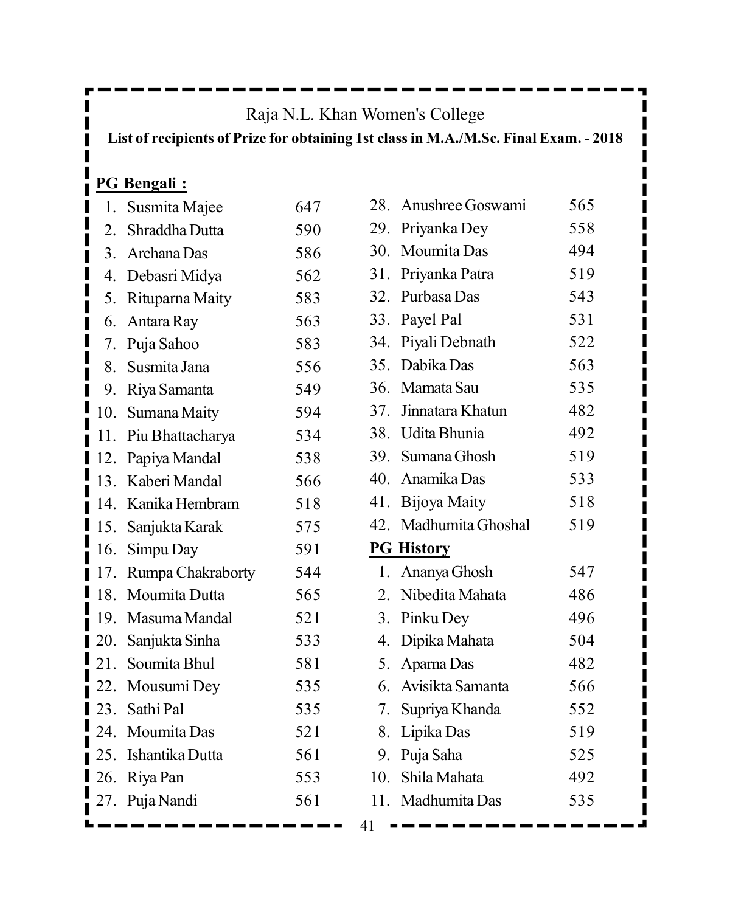Raja N.L. Khan Women's College

**List of recipients of Prize for obtaining 1st class in M.A./M.Sc. Final Exam. - 2018**

**PG Bengali :**

| No. | Name | Marks |
|---|---|---|
| 1. | Susmita Majee | 647 |
| 2. | Shraddha Dutta | 590 |
| 3. | Archana Das | 586 |
| 4. | Debasri Midya | 562 |
| 5. | Rituparna Maity | 583 |
| 6. | Antara Ray | 563 |
| 7. | Puja Sahoo | 583 |
| 8. | Susmita Jana | 556 |
| 9. | Riya Samanta | 549 |
| 10. | Sumana Maity | 594 |
| 11. | Piu Bhattacharya | 534 |
| 12. | Papiya Mandal | 538 |
| 13. | Kaberi Mandal | 566 |
| 14. | Kanika Hembram | 518 |
| 15. | Sanjukta Karak | 575 |
| 16. | Simpu Day | 591 |
| 17. | Rumpa Chakraborty | 544 |
| 18. | Moumita Dutta | 565 |
| 19. | Masuma Mandal | 521 |
| 20. | Sanjukta Sinha | 533 |
| 21. | Soumita Bhul | 581 |
| 22. | Mousumi Dey | 535 |
| 23. | Sathi Pal | 535 |
| 24. | Moumita Das | 521 |
| 25. | Ishantika Dutta | 561 |
| 26. | Riya Pan | 553 |
| 27. | Puja Nandi | 561 |
| 28. | Anushree Goswami | 565 |
| 29. | Priyanka Dey | 558 |
| 30. | Moumita Das | 494 |
| 31. | Priyanka Patra | 519 |
| 32. | Purbasa Das | 543 |
| 33. | Payel Pal | 531 |
| 34. | Piyali Debnath | 522 |
| 35. | Dabika Das | 563 |
| 36. | Mamata Sau | 535 |
| 37. | Jinnatara Khatun | 482 |
| 38. | Udita Bhunia | 492 |
| 39. | Sumana Ghosh | 519 |
| 40. | Anamika Das | 533 |
| 41. | Bijoya Maity | 518 |
| 42. | Madhumita Ghoshal | 519 |

**PG History**

| No. | Name | Marks |
|---|---|---|
| 1. | Ananya Ghosh | 547 |
| 2. | Nibedita Mahata | 486 |
| 3. | Pinku Dey | 496 |
| 4. | Dipika Mahata | 504 |
| 5. | Aparna Das | 482 |
| 6. | Avisikta Samanta | 566 |
| 7. | Supriya Khanda | 552 |
| 8. | Lipika Das | 519 |
| 9. | Puja Saha | 525 |
| 10. | Shila Mahata | 492 |
| 11. | Madhumita Das | 535 |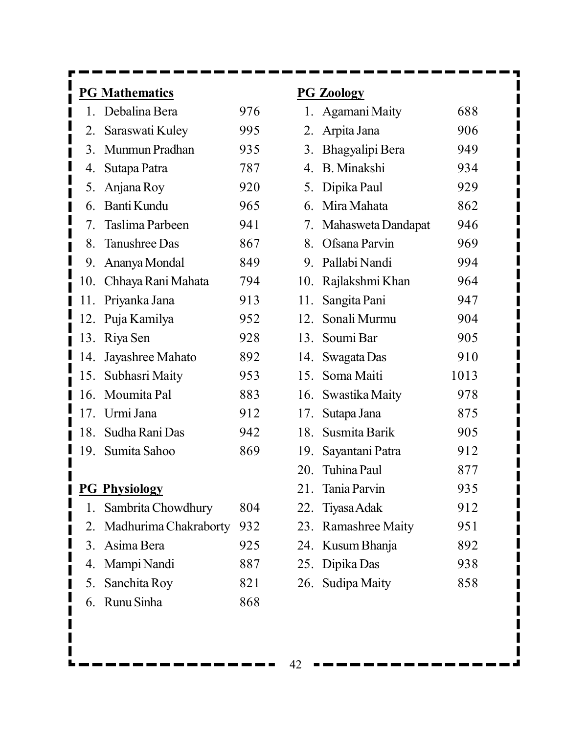**PG Mathematics**

| | | |
|---|---|---|
| 1. | Debalina Bera | 976 |
| 2. | Saraswati Kuley | 995 |
| 3. | Munmun Pradhan | 935 |
| 4. | Sutapa Patra | 787 |
| 5. | Anjana Roy | 920 |
| 6. | Banti Kundu | 965 |
| 7. | Taslima Parbeen | 941 |
| 8. | Tanushree Das | 867 |
| 9. | Ananya Mondal | 849 |
| 10. | Chhaya Rani Mahata | 794 |
| 11. | Priyanka Jana | 913 |
| 12. | Puja Kamilya | 952 |
| 13. | Riya Sen | 928 |
| 14. | Jayashree Mahato | 892 |
| 15. | Subhasri Maity | 953 |
| 16. | Moumita Pal | 883 |
| 17. | Urmi Jana | 912 |
| 18. | Sudha Rani Das | 942 |
| 19. | Sumita Sahoo | 869 |

**PG Physiology**

| | | |
|---|---|---|
| 1. | Sambrita Chowdhury | 804 |
| 2. | Madhurima Chakraborty | 932 |
| 3. | Asima Bera | 925 |
| 4. | Mampi Nandi | 887 |
| 5. | Sanchita Roy | 821 |
| 6. | Runu Sinha | 868 |

**PG Zoology**

| | | |
|---|---|---|
| 1. | Agamani Maity | 688 |
| 2. | Arpita Jana | 906 |
| 3. | Bhagyalipi Bera | 949 |
| 4. | B. Minakshi | 934 |
| 5. | Dipika Paul | 929 |
| 6. | Mira Mahata | 862 |
| 7. | Mahasweta Dandapat | 946 |
| 8. | Ofsana Parvin | 969 |
| 9. | Pallabi Nandi | 994 |
| 10. | Rajlakshmi Khan | 964 |
| 11. | Sangita Pani | 947 |
| 12. | Sonali Murmu | 904 |
| 13. | Soumi Bar | 905 |
| 14. | Swagata Das | 910 |
| 15. | Soma Maiti | 1013 |
| 16. | Swastika Maity | 978 |
| 17. | Sutapa Jana | 875 |
| 18. | Susmita Barik | 905 |
| 19. | Sayantani Patra | 912 |
| 20. | Tuhina Paul | 877 |
| 21. | Tania Parvin | 935 |
| 22. | Tiyasa Adak | 912 |
| 23. | Ramashree Maity | 951 |
| 24. | Kusum Bhanja | 892 |
| 25. | Dipika Das | 938 |
| 26. | Sudipa Maity | 858 |